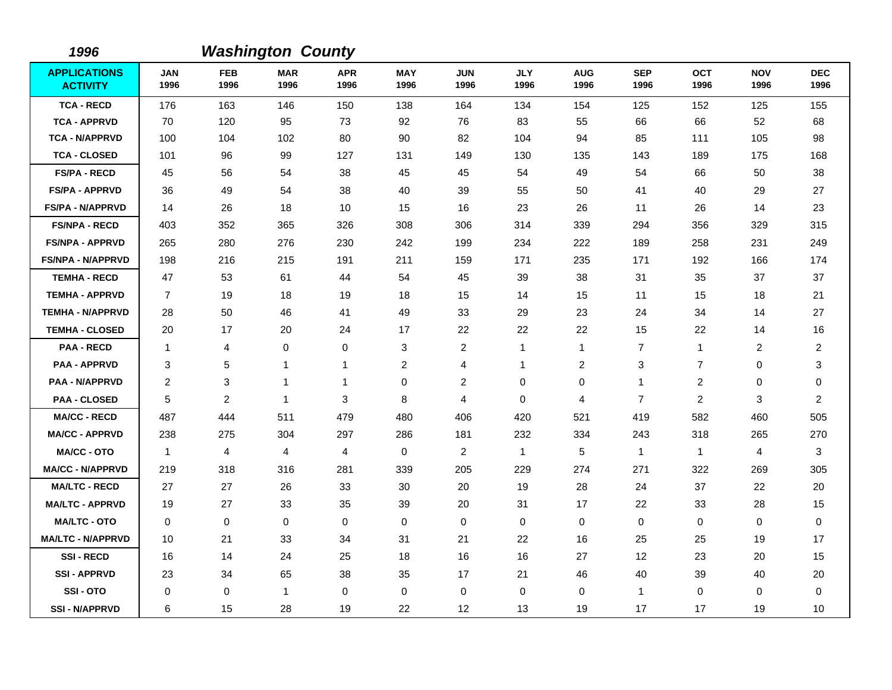*1996* ***Washington County***

| APPLICATIONS ACTIVITY | JAN 1996 | FEB 1996 | MAR 1996 | APR 1996 | MAY 1996 | JUN 1996 | JLY 1996 | AUG 1996 | SEP 1996 | OCT 1996 | NOV 1996 | DEC 1996 |
|---|---|---|---|---|---|---|---|---|---|---|---|---|
| TCA - RECD | 176 | 163 | 146 | 150 | 138 | 164 | 134 | 154 | 125 | 152 | 125 | 155 |
| TCA - APPRVD | 70 | 120 | 95 | 73 | 92 | 76 | 83 | 55 | 66 | 66 | 52 | 68 |
| TCA - N/APPRVD | 100 | 104 | 102 | 80 | 90 | 82 | 104 | 94 | 85 | 111 | 105 | 98 |
| TCA - CLOSED | 101 | 96 | 99 | 127 | 131 | 149 | 130 | 135 | 143 | 189 | 175 | 168 |
| FS/PA - RECD | 45 | 56 | 54 | 38 | 45 | 45 | 54 | 49 | 54 | 66 | 50 | 38 |
| FS/PA - APPRVD | 36 | 49 | 54 | 38 | 40 | 39 | 55 | 50 | 41 | 40 | 29 | 27 |
| FS/PA - N/APPRVD | 14 | 26 | 18 | 10 | 15 | 16 | 23 | 26 | 11 | 26 | 14 | 23 |
| FS/NPA - RECD | 403 | 352 | 365 | 326 | 308 | 306 | 314 | 339 | 294 | 356 | 329 | 315 |
| FS/NPA - APPRVD | 265 | 280 | 276 | 230 | 242 | 199 | 234 | 222 | 189 | 258 | 231 | 249 |
| FS/NPA - N/APPRVD | 198 | 216 | 215 | 191 | 211 | 159 | 171 | 235 | 171 | 192 | 166 | 174 |
| TEMHA - RECD | 47 | 53 | 61 | 44 | 54 | 45 | 39 | 38 | 31 | 35 | 37 | 37 |
| TEMHA - APPRVD | 7 | 19 | 18 | 19 | 18 | 15 | 14 | 15 | 11 | 15 | 18 | 21 |
| TEMHA - N/APPRVD | 28 | 50 | 46 | 41 | 49 | 33 | 29 | 23 | 24 | 34 | 14 | 27 |
| TEMHA - CLOSED | 20 | 17 | 20 | 24 | 17 | 22 | 22 | 22 | 15 | 22 | 14 | 16 |
| PAA - RECD | 1 | 4 | 0 | 0 | 3 | 2 | 1 | 1 | 7 | 1 | 2 | 2 |
| PAA - APPRVD | 3 | 5 | 1 | 1 | 2 | 4 | 1 | 2 | 3 | 7 | 0 | 3 |
| PAA - N/APPRVD | 2 | 3 | 1 | 1 | 0 | 2 | 0 | 0 | 1 | 2 | 0 | 0 |
| PAA - CLOSED | 5 | 2 | 1 | 3 | 8 | 4 | 0 | 4 | 7 | 2 | 3 | 2 |
| MA/CC - RECD | 487 | 444 | 511 | 479 | 480 | 406 | 420 | 521 | 419 | 582 | 460 | 505 |
| MA/CC - APPRVD | 238 | 275 | 304 | 297 | 286 | 181 | 232 | 334 | 243 | 318 | 265 | 270 |
| MA/CC - OTO | 1 | 4 | 4 | 4 | 0 | 2 | 1 | 5 | 1 | 1 | 4 | 3 |
| MA/CC - N/APPRVD | 219 | 318 | 316 | 281 | 339 | 205 | 229 | 274 | 271 | 322 | 269 | 305 |
| MA/LTC - RECD | 27 | 27 | 26 | 33 | 30 | 20 | 19 | 28 | 24 | 37 | 22 | 20 |
| MA/LTC - APPRVD | 19 | 27 | 33 | 35 | 39 | 20 | 31 | 17 | 22 | 33 | 28 | 15 |
| MA/LTC - OTO | 0 | 0 | 0 | 0 | 0 | 0 | 0 | 0 | 0 | 0 | 0 | 0 |
| MA/LTC - N/APPRVD | 10 | 21 | 33 | 34 | 31 | 21 | 22 | 16 | 25 | 25 | 19 | 17 |
| SSI - RECD | 16 | 14 | 24 | 25 | 18 | 16 | 16 | 27 | 12 | 23 | 20 | 15 |
| SSI - APPRVD | 23 | 34 | 65 | 38 | 35 | 17 | 21 | 46 | 40 | 39 | 40 | 20 |
| SSI - OTO | 0 | 0 | 1 | 0 | 0 | 0 | 0 | 0 | 1 | 0 | 0 | 0 |
| SSI - N/APPRVD | 6 | 15 | 28 | 19 | 22 | 12 | 13 | 19 | 17 | 17 | 19 | 10 |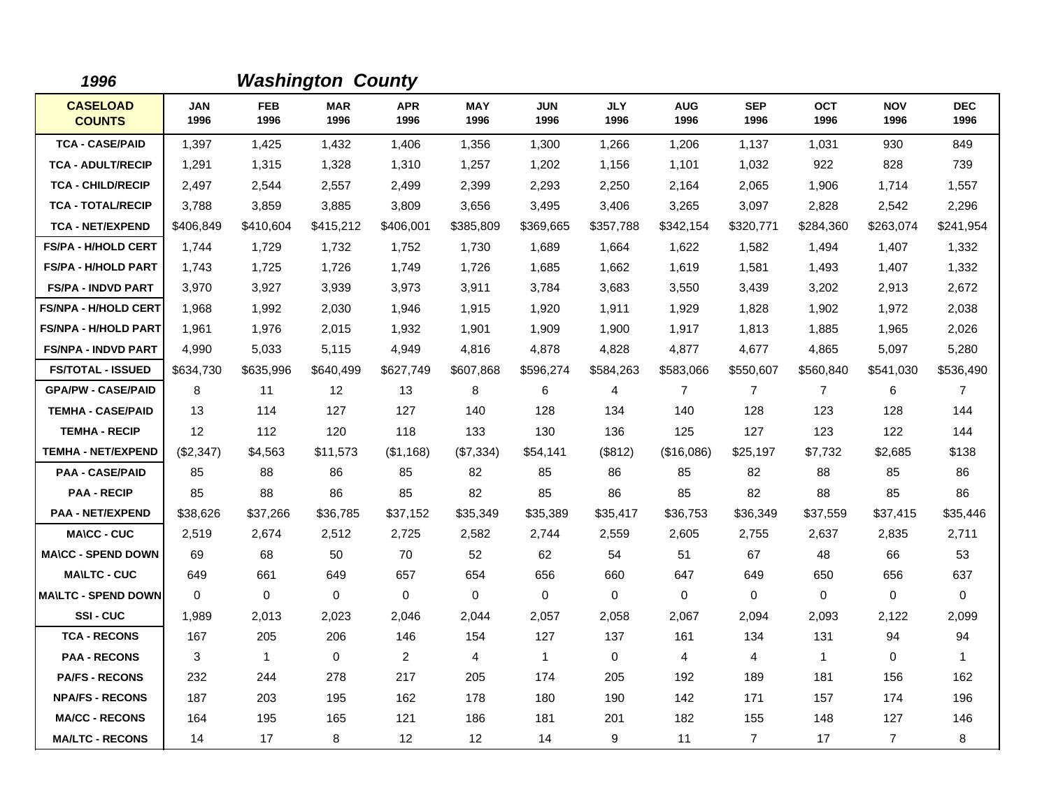## 1996 Washington County

| CASELOAD COUNTS | JAN 1996 | FEB 1996 | MAR 1996 | APR 1996 | MAY 1996 | JUN 1996 | JLY 1996 | AUG 1996 | SEP 1996 | OCT 1996 | NOV 1996 | DEC 1996 |
|---|---|---|---|---|---|---|---|---|---|---|---|---|
| TCA - CASE/PAID | 1,397 | 1,425 | 1,432 | 1,406 | 1,356 | 1,300 | 1,266 | 1,206 | 1,137 | 1,031 | 930 | 849 |
| TCA - ADULT/RECIP | 1,291 | 1,315 | 1,328 | 1,310 | 1,257 | 1,202 | 1,156 | 1,101 | 1,032 | 922 | 828 | 739 |
| TCA - CHILD/RECIP | 2,497 | 2,544 | 2,557 | 2,499 | 2,399 | 2,293 | 2,250 | 2,164 | 2,065 | 1,906 | 1,714 | 1,557 |
| TCA - TOTAL/RECIP | 3,788 | 3,859 | 3,885 | 3,809 | 3,656 | 3,495 | 3,406 | 3,265 | 3,097 | 2,828 | 2,542 | 2,296 |
| TCA - NET/EXPEND | $406,849 | $410,604 | $415,212 | $406,001 | $385,809 | $369,665 | $357,788 | $342,154 | $320,771 | $284,360 | $263,074 | $241,954 |
| FS/PA - H/HOLD CERT | 1,744 | 1,729 | 1,732 | 1,752 | 1,730 | 1,689 | 1,664 | 1,622 | 1,582 | 1,494 | 1,407 | 1,332 |
| FS/PA - H/HOLD PART | 1,743 | 1,725 | 1,726 | 1,749 | 1,726 | 1,685 | 1,662 | 1,619 | 1,581 | 1,493 | 1,407 | 1,332 |
| FS/PA - INDVD PART | 3,970 | 3,927 | 3,939 | 3,973 | 3,911 | 3,784 | 3,683 | 3,550 | 3,439 | 3,202 | 2,913 | 2,672 |
| FS/NPA - H/HOLD CERT | 1,968 | 1,992 | 2,030 | 1,946 | 1,915 | 1,920 | 1,911 | 1,929 | 1,828 | 1,902 | 1,972 | 2,038 |
| FS/NPA - H/HOLD PART | 1,961 | 1,976 | 2,015 | 1,932 | 1,901 | 1,909 | 1,900 | 1,917 | 1,813 | 1,885 | 1,965 | 2,026 |
| FS/NPA - INDVD PART | 4,990 | 5,033 | 5,115 | 4,949 | 4,816 | 4,878 | 4,828 | 4,877 | 4,677 | 4,865 | 5,097 | 5,280 |
| FS/TOTAL - ISSUED | $634,730 | $635,996 | $640,499 | $627,749 | $607,868 | $596,274 | $584,263 | $583,066 | $550,607 | $560,840 | $541,030 | $536,490 |
| GPA/PW - CASE/PAID | 8 | 11 | 12 | 13 | 8 | 6 | 4 | 7 | 7 | 7 | 6 | 7 |
| TEMHA - CASE/PAID | 13 | 114 | 127 | 127 | 140 | 128 | 134 | 140 | 128 | 123 | 128 | 144 |
| TEMHA - RECIP | 12 | 112 | 120 | 118 | 133 | 130 | 136 | 125 | 127 | 123 | 122 | 144 |
| TEMHA - NET/EXPEND | ($2,347) | $4,563 | $11,573 | ($1,168) | ($7,334) | $54,141 | ($812) | ($16,086) | $25,197 | $7,732 | $2,685 | $138 |
| PAA - CASE/PAID | 85 | 88 | 86 | 85 | 82 | 85 | 86 | 85 | 82 | 88 | 85 | 86 |
| PAA - RECIP | 85 | 88 | 86 | 85 | 82 | 85 | 86 | 85 | 82 | 88 | 85 | 86 |
| PAA - NET/EXPEND | $38,626 | $37,266 | $36,785 | $37,152 | $35,349 | $35,389 | $35,417 | $36,753 | $36,349 | $37,559 | $37,415 | $35,446 |
| MA\CC - CUC | 2,519 | 2,674 | 2,512 | 2,725 | 2,582 | 2,744 | 2,559 | 2,605 | 2,755 | 2,637 | 2,835 | 2,711 |
| MA\CC - SPEND DOWN | 69 | 68 | 50 | 70 | 52 | 62 | 54 | 51 | 67 | 48 | 66 | 53 |
| MA\LTC - CUC | 649 | 661 | 649 | 657 | 654 | 656 | 660 | 647 | 649 | 650 | 656 | 637 |
| MA\LTC - SPEND DOWN | 0 | 0 | 0 | 0 | 0 | 0 | 0 | 0 | 0 | 0 | 0 | 0 |
| SSI - CUC | 1,989 | 2,013 | 2,023 | 2,046 | 2,044 | 2,057 | 2,058 | 2,067 | 2,094 | 2,093 | 2,122 | 2,099 |
| TCA - RECONS | 167 | 205 | 206 | 146 | 154 | 127 | 137 | 161 | 134 | 131 | 94 | 94 |
| PAA - RECONS | 3 | 1 | 0 | 2 | 4 | 1 | 0 | 4 | 4 | 1 | 0 | 1 |
| PA/FS - RECONS | 232 | 244 | 278 | 217 | 205 | 174 | 205 | 192 | 189 | 181 | 156 | 162 |
| NPA/FS - RECONS | 187 | 203 | 195 | 162 | 178 | 180 | 190 | 142 | 171 | 157 | 174 | 196 |
| MA/CC - RECONS | 164 | 195 | 165 | 121 | 186 | 181 | 201 | 182 | 155 | 148 | 127 | 146 |
| MA/LTC - RECONS | 14 | 17 | 8 | 12 | 12 | 14 | 9 | 11 | 7 | 17 | 7 | 8 |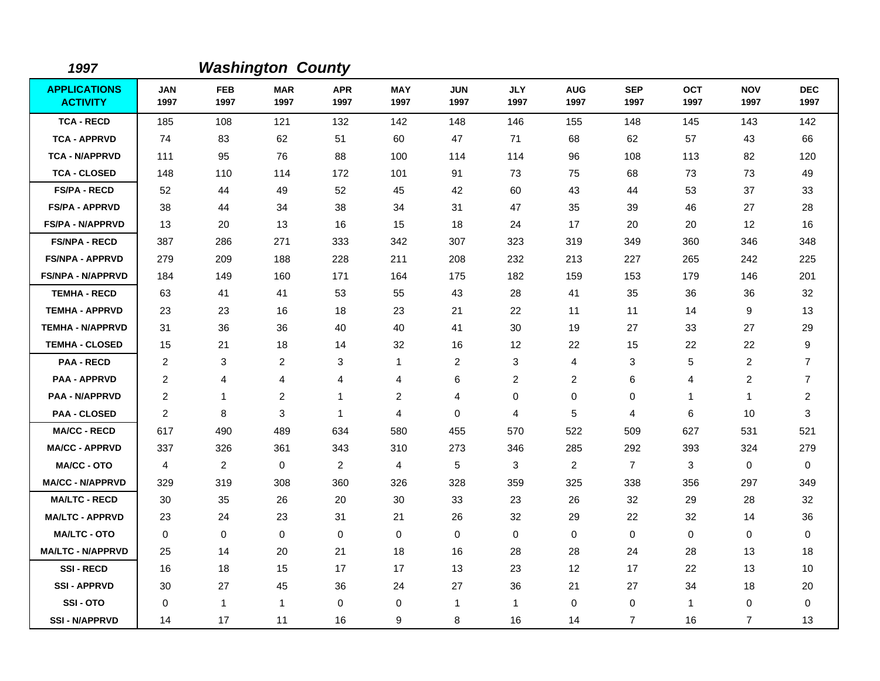**1997** ***Washington County***

| APPLICATIONS ACTIVITY | JAN 1997 | FEB 1997 | MAR 1997 | APR 1997 | MAY 1997 | JUN 1997 | JLY 1997 | AUG 1997 | SEP 1997 | OCT 1997 | NOV 1997 | DEC 1997 |
|---|---|---|---|---|---|---|---|---|---|---|---|---|
| TCA - RECD | 185 | 108 | 121 | 132 | 142 | 148 | 146 | 155 | 148 | 145 | 143 | 142 |
| TCA - APPRVD | 74 | 83 | 62 | 51 | 60 | 47 | 71 | 68 | 62 | 57 | 43 | 66 |
| TCA - N/APPRVD | 111 | 95 | 76 | 88 | 100 | 114 | 114 | 96 | 108 | 113 | 82 | 120 |
| TCA - CLOSED | 148 | 110 | 114 | 172 | 101 | 91 | 73 | 75 | 68 | 73 | 73 | 49 |
| FS/PA - RECD | 52 | 44 | 49 | 52 | 45 | 42 | 60 | 43 | 44 | 53 | 37 | 33 |
| FS/PA - APPRVD | 38 | 44 | 34 | 38 | 34 | 31 | 47 | 35 | 39 | 46 | 27 | 28 |
| FS/PA - N/APPRVD | 13 | 20 | 13 | 16 | 15 | 18 | 24 | 17 | 20 | 20 | 12 | 16 |
| FS/NPA - RECD | 387 | 286 | 271 | 333 | 342 | 307 | 323 | 319 | 349 | 360 | 346 | 348 |
| FS/NPA - APPRVD | 279 | 209 | 188 | 228 | 211 | 208 | 232 | 213 | 227 | 265 | 242 | 225 |
| FS/NPA - N/APPRVD | 184 | 149 | 160 | 171 | 164 | 175 | 182 | 159 | 153 | 179 | 146 | 201 |
| TEMHA - RECD | 63 | 41 | 41 | 53 | 55 | 43 | 28 | 41 | 35 | 36 | 36 | 32 |
| TEMHA - APPRVD | 23 | 23 | 16 | 18 | 23 | 21 | 22 | 11 | 11 | 14 | 9 | 13 |
| TEMHA - N/APPRVD | 31 | 36 | 36 | 40 | 40 | 41 | 30 | 19 | 27 | 33 | 27 | 29 |
| TEMHA - CLOSED | 15 | 21 | 18 | 14 | 32 | 16 | 12 | 22 | 15 | 22 | 22 | 9 |
| PAA - RECD | 2 | 3 | 2 | 3 | 1 | 2 | 3 | 4 | 3 | 5 | 2 | 7 |
| PAA - APPRVD | 2 | 4 | 4 | 4 | 4 | 6 | 2 | 2 | 6 | 4 | 2 | 7 |
| PAA - N/APPRVD | 2 | 1 | 2 | 1 | 2 | 4 | 0 | 0 | 0 | 1 | 1 | 2 |
| PAA - CLOSED | 2 | 8 | 3 | 1 | 4 | 0 | 4 | 5 | 4 | 6 | 10 | 3 |
| MA/CC - RECD | 617 | 490 | 489 | 634 | 580 | 455 | 570 | 522 | 509 | 627 | 531 | 521 |
| MA/CC - APPRVD | 337 | 326 | 361 | 343 | 310 | 273 | 346 | 285 | 292 | 393 | 324 | 279 |
| MA/CC - OTO | 4 | 2 | 0 | 2 | 4 | 5 | 3 | 2 | 7 | 3 | 0 | 0 |
| MA/CC - N/APPRVD | 329 | 319 | 308 | 360 | 326 | 328 | 359 | 325 | 338 | 356 | 297 | 349 |
| MA/LTC - RECD | 30 | 35 | 26 | 20 | 30 | 33 | 23 | 26 | 32 | 29 | 28 | 32 |
| MA/LTC - APPRVD | 23 | 24 | 23 | 31 | 21 | 26 | 32 | 29 | 22 | 32 | 14 | 36 |
| MA/LTC - OTO | 0 | 0 | 0 | 0 | 0 | 0 | 0 | 0 | 0 | 0 | 0 | 0 |
| MA/LTC - N/APPRVD | 25 | 14 | 20 | 21 | 18 | 16 | 28 | 28 | 24 | 28 | 13 | 18 |
| SSI - RECD | 16 | 18 | 15 | 17 | 17 | 13 | 23 | 12 | 17 | 22 | 13 | 10 |
| SSI - APPRVD | 30 | 27 | 45 | 36 | 24 | 27 | 36 | 21 | 27 | 34 | 18 | 20 |
| SSI - OTO | 0 | 1 | 1 | 0 | 0 | 1 | 1 | 0 | 0 | 1 | 0 | 0 |
| SSI - N/APPRVD | 14 | 17 | 11 | 16 | 9 | 8 | 16 | 14 | 7 | 16 | 7 | 13 |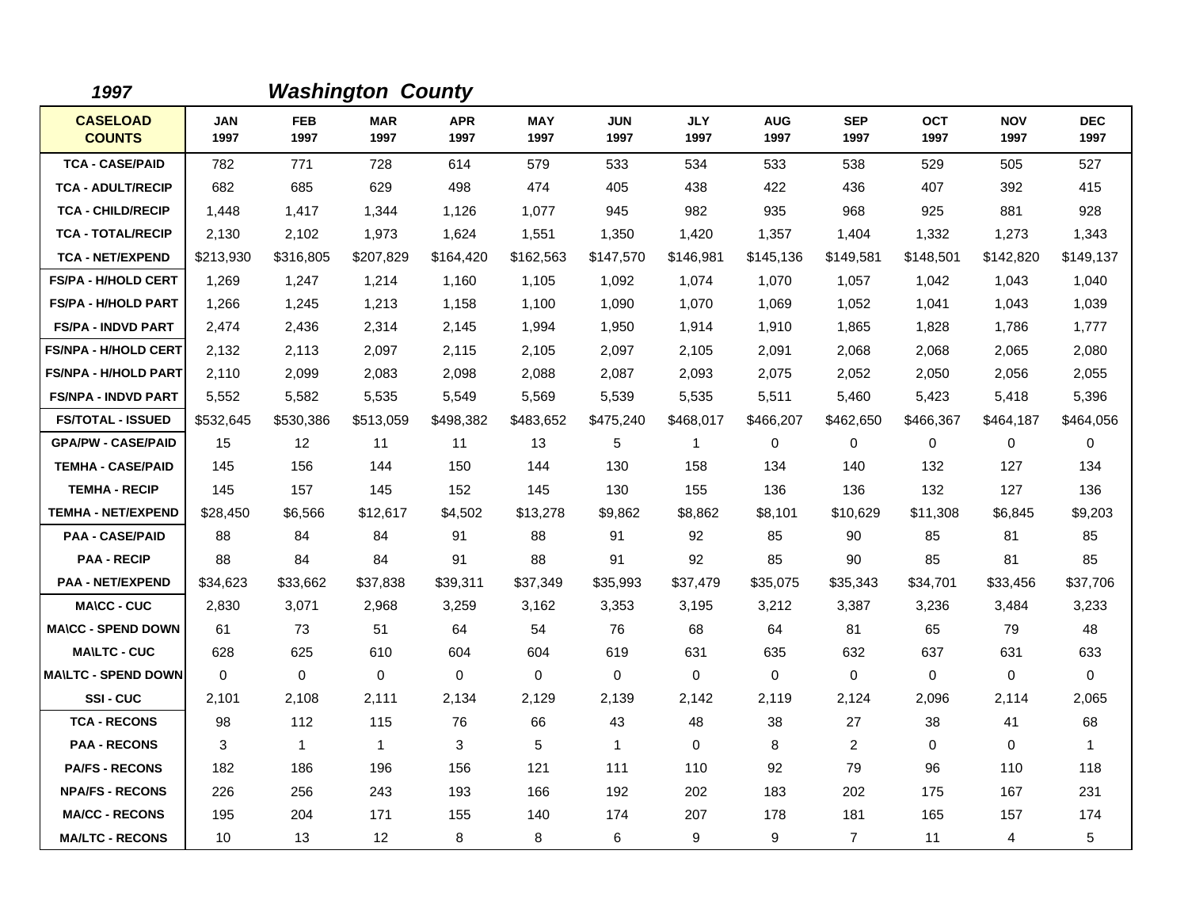## 1997 Washington County

| CASELOAD COUNTS | JAN 1997 | FEB 1997 | MAR 1997 | APR 1997 | MAY 1997 | JUN 1997 | JLY 1997 | AUG 1997 | SEP 1997 | OCT 1997 | NOV 1997 | DEC 1997 |
|---|---|---|---|---|---|---|---|---|---|---|---|---|
| TCA - CASE/PAID | 782 | 771 | 728 | 614 | 579 | 533 | 534 | 533 | 538 | 529 | 505 | 527 |
| TCA - ADULT/RECIP | 682 | 685 | 629 | 498 | 474 | 405 | 438 | 422 | 436 | 407 | 392 | 415 |
| TCA - CHILD/RECIP | 1,448 | 1,417 | 1,344 | 1,126 | 1,077 | 945 | 982 | 935 | 968 | 925 | 881 | 928 |
| TCA - TOTAL/RECIP | 2,130 | 2,102 | 1,973 | 1,624 | 1,551 | 1,350 | 1,420 | 1,357 | 1,404 | 1,332 | 1,273 | 1,343 |
| TCA - NET/EXPEND | $213,930 | $316,805 | $207,829 | $164,420 | $162,563 | $147,570 | $146,981 | $145,136 | $149,581 | $148,501 | $142,820 | $149,137 |
| FS/PA - H/HOLD CERT | 1,269 | 1,247 | 1,214 | 1,160 | 1,105 | 1,092 | 1,074 | 1,070 | 1,057 | 1,042 | 1,043 | 1,040 |
| FS/PA - H/HOLD PART | 1,266 | 1,245 | 1,213 | 1,158 | 1,100 | 1,090 | 1,070 | 1,069 | 1,052 | 1,041 | 1,043 | 1,039 |
| FS/PA - INDVD PART | 2,474 | 2,436 | 2,314 | 2,145 | 1,994 | 1,950 | 1,914 | 1,910 | 1,865 | 1,828 | 1,786 | 1,777 |
| FS/NPA - H/HOLD CERT | 2,132 | 2,113 | 2,097 | 2,115 | 2,105 | 2,097 | 2,105 | 2,091 | 2,068 | 2,068 | 2,065 | 2,080 |
| FS/NPA - H/HOLD PART | 2,110 | 2,099 | 2,083 | 2,098 | 2,088 | 2,087 | 2,093 | 2,075 | 2,052 | 2,050 | 2,056 | 2,055 |
| FS/NPA - INDVD PART | 5,552 | 5,582 | 5,535 | 5,549 | 5,569 | 5,539 | 5,535 | 5,511 | 5,460 | 5,423 | 5,418 | 5,396 |
| FS/TOTAL - ISSUED | $532,645 | $530,386 | $513,059 | $498,382 | $483,652 | $475,240 | $468,017 | $466,207 | $462,650 | $466,367 | $464,187 | $464,056 |
| GPA/PW - CASE/PAID | 15 | 12 | 11 | 11 | 13 | 5 | 1 | 0 | 0 | 0 | 0 | 0 |
| TEMHA - CASE/PAID | 145 | 156 | 144 | 150 | 144 | 130 | 158 | 134 | 140 | 132 | 127 | 134 |
| TEMHA - RECIP | 145 | 157 | 145 | 152 | 145 | 130 | 155 | 136 | 136 | 132 | 127 | 136 |
| TEMHA - NET/EXPEND | $28,450 | $6,566 | $12,617 | $4,502 | $13,278 | $9,862 | $8,862 | $8,101 | $10,629 | $11,308 | $6,845 | $9,203 |
| PAA - CASE/PAID | 88 | 84 | 84 | 91 | 88 | 91 | 92 | 85 | 90 | 85 | 81 | 85 |
| PAA - RECIP | 88 | 84 | 84 | 91 | 88 | 91 | 92 | 85 | 90 | 85 | 81 | 85 |
| PAA - NET/EXPEND | $34,623 | $33,662 | $37,838 | $39,311 | $37,349 | $35,993 | $37,479 | $35,075 | $35,343 | $34,701 | $33,456 | $37,706 |
| MA\CC - CUC | 2,830 | 3,071 | 2,968 | 3,259 | 3,162 | 3,353 | 3,195 | 3,212 | 3,387 | 3,236 | 3,484 | 3,233 |
| MA\CC - SPEND DOWN | 61 | 73 | 51 | 64 | 54 | 76 | 68 | 64 | 81 | 65 | 79 | 48 |
| MA\LTC - CUC | 628 | 625 | 610 | 604 | 604 | 619 | 631 | 635 | 632 | 637 | 631 | 633 |
| MA\LTC - SPEND DOWN | 0 | 0 | 0 | 0 | 0 | 0 | 0 | 0 | 0 | 0 | 0 | 0 |
| SSI - CUC | 2,101 | 2,108 | 2,111 | 2,134 | 2,129 | 2,139 | 2,142 | 2,119 | 2,124 | 2,096 | 2,114 | 2,065 |
| TCA - RECONS | 98 | 112 | 115 | 76 | 66 | 43 | 48 | 38 | 27 | 38 | 41 | 68 |
| PAA - RECONS | 3 | 1 | 1 | 3 | 5 | 1 | 0 | 8 | 2 | 0 | 0 | 1 |
| PA/FS - RECONS | 182 | 186 | 196 | 156 | 121 | 111 | 110 | 92 | 79 | 96 | 110 | 118 |
| NPA/FS - RECONS | 226 | 256 | 243 | 193 | 166 | 192 | 202 | 183 | 202 | 175 | 167 | 231 |
| MA/CC - RECONS | 195 | 204 | 171 | 155 | 140 | 174 | 207 | 178 | 181 | 165 | 157 | 174 |
| MA/LTC - RECONS | 10 | 13 | 12 | 8 | 8 | 6 | 9 | 9 | 7 | 11 | 4 | 5 |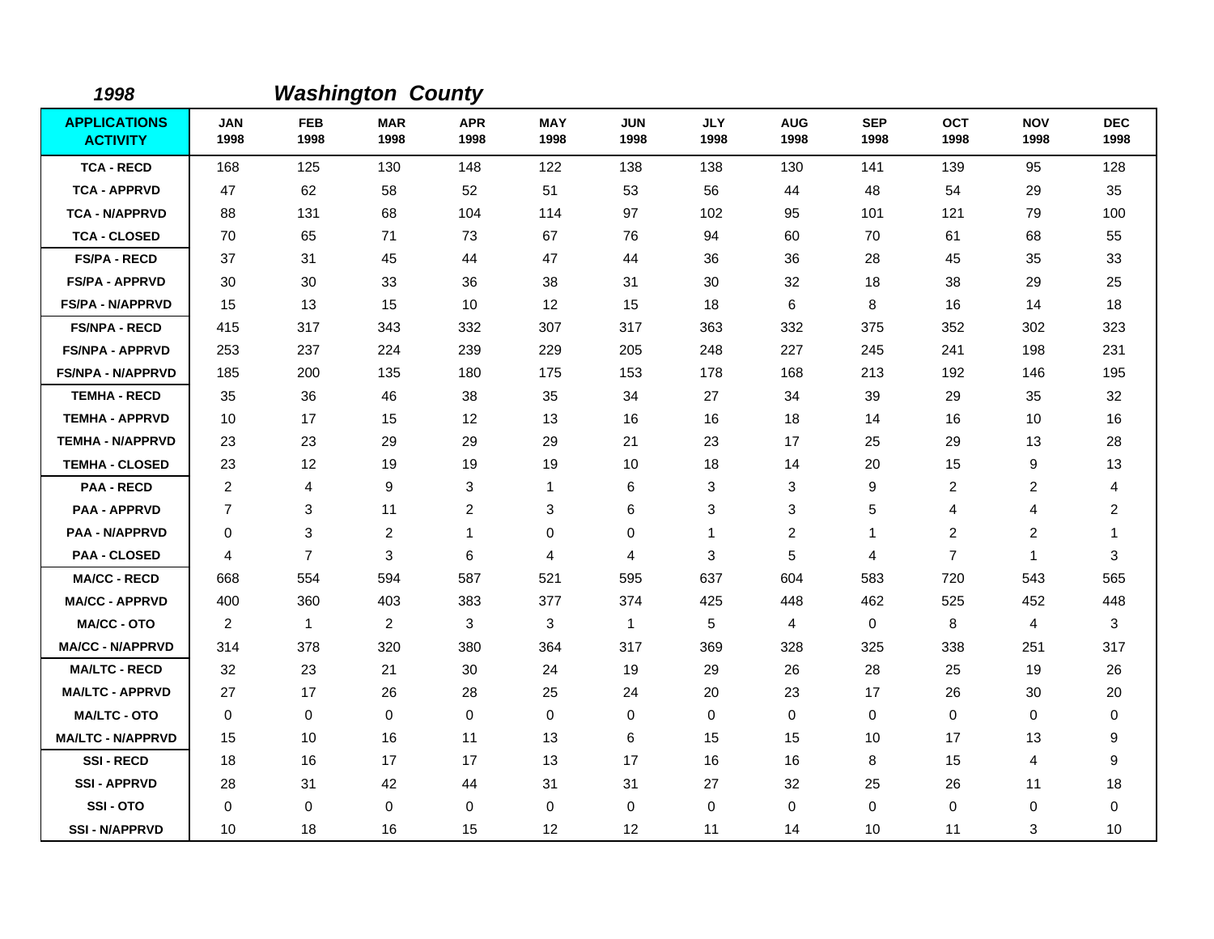*1998* *Washington County*

| APPLICATIONS ACTIVITY | JAN 1998 | FEB 1998 | MAR 1998 | APR 1998 | MAY 1998 | JUN 1998 | JLY 1998 | AUG 1998 | SEP 1998 | OCT 1998 | NOV 1998 | DEC 1998 |
|---|---|---|---|---|---|---|---|---|---|---|---|---|
| TCA - RECD | 168 | 125 | 130 | 148 | 122 | 138 | 138 | 130 | 141 | 139 | 95 | 128 |
| TCA - APPRVD | 47 | 62 | 58 | 52 | 51 | 53 | 56 | 44 | 48 | 54 | 29 | 35 |
| TCA - N/APPRVD | 88 | 131 | 68 | 104 | 114 | 97 | 102 | 95 | 101 | 121 | 79 | 100 |
| TCA - CLOSED | 70 | 65 | 71 | 73 | 67 | 76 | 94 | 60 | 70 | 61 | 68 | 55 |
| FS/PA - RECD | 37 | 31 | 45 | 44 | 47 | 44 | 36 | 36 | 28 | 45 | 35 | 33 |
| FS/PA - APPRVD | 30 | 30 | 33 | 36 | 38 | 31 | 30 | 32 | 18 | 38 | 29 | 25 |
| FS/PA - N/APPRVD | 15 | 13 | 15 | 10 | 12 | 15 | 18 | 6 | 8 | 16 | 14 | 18 |
| FS/NPA - RECD | 415 | 317 | 343 | 332 | 307 | 317 | 363 | 332 | 375 | 352 | 302 | 323 |
| FS/NPA - APPRVD | 253 | 237 | 224 | 239 | 229 | 205 | 248 | 227 | 245 | 241 | 198 | 231 |
| FS/NPA - N/APPRVD | 185 | 200 | 135 | 180 | 175 | 153 | 178 | 168 | 213 | 192 | 146 | 195 |
| TEMHA - RECD | 35 | 36 | 46 | 38 | 35 | 34 | 27 | 34 | 39 | 29 | 35 | 32 |
| TEMHA - APPRVD | 10 | 17 | 15 | 12 | 13 | 16 | 16 | 18 | 14 | 16 | 10 | 16 |
| TEMHA - N/APPRVD | 23 | 23 | 29 | 29 | 29 | 21 | 23 | 17 | 25 | 29 | 13 | 28 |
| TEMHA - CLOSED | 23 | 12 | 19 | 19 | 19 | 10 | 18 | 14 | 20 | 15 | 9 | 13 |
| PAA - RECD | 2 | 4 | 9 | 3 | 1 | 6 | 3 | 3 | 9 | 2 | 2 | 4 |
| PAA - APPRVD | 7 | 3 | 11 | 2 | 3 | 6 | 3 | 3 | 5 | 4 | 4 | 2 |
| PAA - N/APPRVD | 0 | 3 | 2 | 1 | 0 | 0 | 1 | 2 | 1 | 2 | 2 | 1 |
| PAA - CLOSED | 4 | 7 | 3 | 6 | 4 | 4 | 3 | 5 | 4 | 7 | 1 | 3 |
| MA/CC - RECD | 668 | 554 | 594 | 587 | 521 | 595 | 637 | 604 | 583 | 720 | 543 | 565 |
| MA/CC - APPRVD | 400 | 360 | 403 | 383 | 377 | 374 | 425 | 448 | 462 | 525 | 452 | 448 |
| MA/CC - OTO | 2 | 1 | 2 | 3 | 3 | 1 | 5 | 4 | 0 | 8 | 4 | 3 |
| MA/CC - N/APPRVD | 314 | 378 | 320 | 380 | 364 | 317 | 369 | 328 | 325 | 338 | 251 | 317 |
| MA/LTC - RECD | 32 | 23 | 21 | 30 | 24 | 19 | 29 | 26 | 28 | 25 | 19 | 26 |
| MA/LTC - APPRVD | 27 | 17 | 26 | 28 | 25 | 24 | 20 | 23 | 17 | 26 | 30 | 20 |
| MA/LTC - OTO | 0 | 0 | 0 | 0 | 0 | 0 | 0 | 0 | 0 | 0 | 0 | 0 |
| MA/LTC - N/APPRVD | 15 | 10 | 16 | 11 | 13 | 6 | 15 | 15 | 10 | 17 | 13 | 9 |
| SSI - RECD | 18 | 16 | 17 | 17 | 13 | 17 | 16 | 16 | 8 | 15 | 4 | 9 |
| SSI - APPRVD | 28 | 31 | 42 | 44 | 31 | 31 | 27 | 32 | 25 | 26 | 11 | 18 |
| SSI - OTO | 0 | 0 | 0 | 0 | 0 | 0 | 0 | 0 | 0 | 0 | 0 | 0 |
| SSI - N/APPRVD | 10 | 18 | 16 | 15 | 12 | 12 | 11 | 14 | 10 | 11 | 3 | 10 |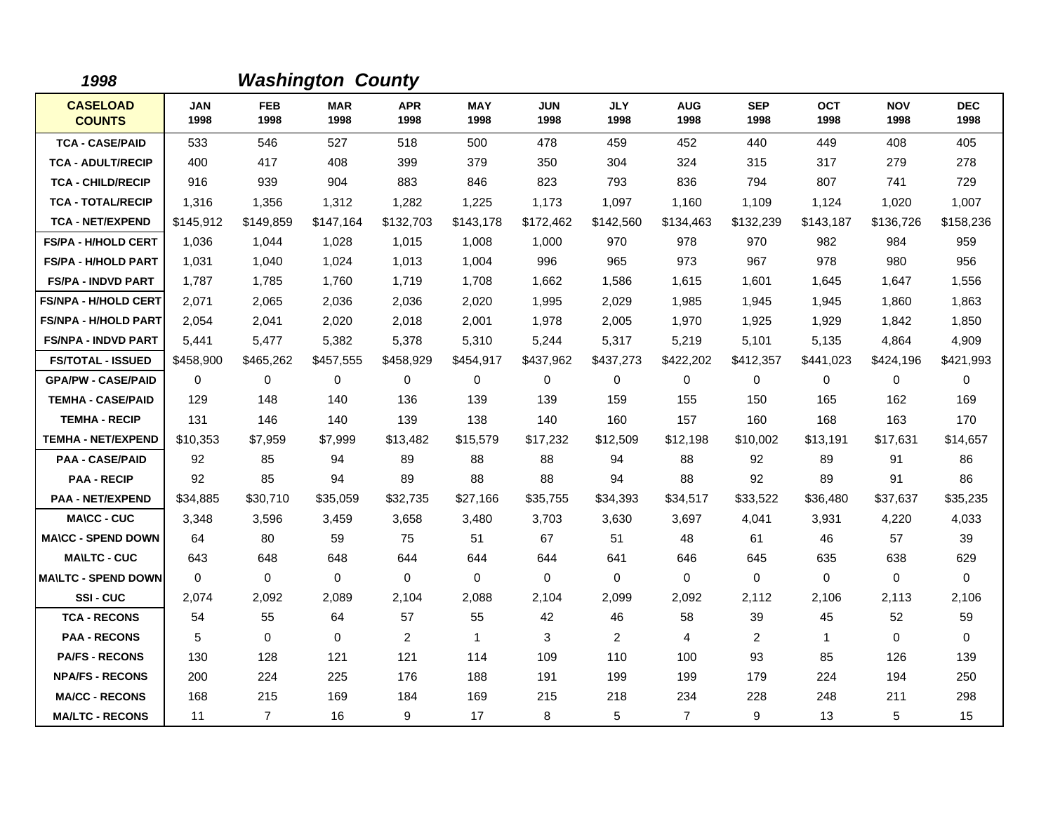## 1998 Washington County

| CASELOAD COUNTS | JAN 1998 | FEB 1998 | MAR 1998 | APR 1998 | MAY 1998 | JUN 1998 | JLY 1998 | AUG 1998 | SEP 1998 | OCT 1998 | NOV 1998 | DEC 1998 |
|---|---|---|---|---|---|---|---|---|---|---|---|---|
| TCA - CASE/PAID | 533 | 546 | 527 | 518 | 500 | 478 | 459 | 452 | 440 | 449 | 408 | 405 |
| TCA - ADULT/RECIP | 400 | 417 | 408 | 399 | 379 | 350 | 304 | 324 | 315 | 317 | 279 | 278 |
| TCA - CHILD/RECIP | 916 | 939 | 904 | 883 | 846 | 823 | 793 | 836 | 794 | 807 | 741 | 729 |
| TCA - TOTAL/RECIP | 1,316 | 1,356 | 1,312 | 1,282 | 1,225 | 1,173 | 1,097 | 1,160 | 1,109 | 1,124 | 1,020 | 1,007 |
| TCA - NET/EXPEND | $145,912 | $149,859 | $147,164 | $132,703 | $143,178 | $172,462 | $142,560 | $134,463 | $132,239 | $143,187 | $136,726 | $158,236 |
| FS/PA - H/HOLD CERT | 1,036 | 1,044 | 1,028 | 1,015 | 1,008 | 1,000 | 970 | 978 | 970 | 982 | 984 | 959 |
| FS/PA - H/HOLD PART | 1,031 | 1,040 | 1,024 | 1,013 | 1,004 | 996 | 965 | 973 | 967 | 978 | 980 | 956 |
| FS/PA - INDVD PART | 1,787 | 1,785 | 1,760 | 1,719 | 1,708 | 1,662 | 1,586 | 1,615 | 1,601 | 1,645 | 1,647 | 1,556 |
| FS/NPA - H/HOLD CERT | 2,071 | 2,065 | 2,036 | 2,036 | 2,020 | 1,995 | 2,029 | 1,985 | 1,945 | 1,945 | 1,860 | 1,863 |
| FS/NPA - H/HOLD PART | 2,054 | 2,041 | 2,020 | 2,018 | 2,001 | 1,978 | 2,005 | 1,970 | 1,925 | 1,929 | 1,842 | 1,850 |
| FS/NPA - INDVD PART | 5,441 | 5,477 | 5,382 | 5,378 | 5,310 | 5,244 | 5,317 | 5,219 | 5,101 | 5,135 | 4,864 | 4,909 |
| FS/TOTAL - ISSUED | $458,900 | $465,262 | $457,555 | $458,929 | $454,917 | $437,962 | $437,273 | $422,202 | $412,357 | $441,023 | $424,196 | $421,993 |
| GPA/PW - CASE/PAID | 0 | 0 | 0 | 0 | 0 | 0 | 0 | 0 | 0 | 0 | 0 | 0 |
| TEMHA - CASE/PAID | 129 | 148 | 140 | 136 | 139 | 139 | 159 | 155 | 150 | 165 | 162 | 169 |
| TEMHA - RECIP | 131 | 146 | 140 | 139 | 138 | 140 | 160 | 157 | 160 | 168 | 163 | 170 |
| TEMHA - NET/EXPEND | $10,353 | $7,959 | $7,999 | $13,482 | $15,579 | $17,232 | $12,509 | $12,198 | $10,002 | $13,191 | $17,631 | $14,657 |
| PAA - CASE/PAID | 92 | 85 | 94 | 89 | 88 | 88 | 94 | 88 | 92 | 89 | 91 | 86 |
| PAA - RECIP | 92 | 85 | 94 | 89 | 88 | 88 | 94 | 88 | 92 | 89 | 91 | 86 |
| PAA - NET/EXPEND | $34,885 | $30,710 | $35,059 | $32,735 | $27,166 | $35,755 | $34,393 | $34,517 | $33,522 | $36,480 | $37,637 | $35,235 |
| MA\CC - CUC | 3,348 | 3,596 | 3,459 | 3,658 | 3,480 | 3,703 | 3,630 | 3,697 | 4,041 | 3,931 | 4,220 | 4,033 |
| MA\CC - SPEND DOWN | 64 | 80 | 59 | 75 | 51 | 67 | 51 | 48 | 61 | 46 | 57 | 39 |
| MA\LTC - CUC | 643 | 648 | 648 | 644 | 644 | 644 | 641 | 646 | 645 | 635 | 638 | 629 |
| MA\LTC - SPEND DOWN | 0 | 0 | 0 | 0 | 0 | 0 | 0 | 0 | 0 | 0 | 0 | 0 |
| SSI - CUC | 2,074 | 2,092 | 2,089 | 2,104 | 2,088 | 2,104 | 2,099 | 2,092 | 2,112 | 2,106 | 2,113 | 2,106 |
| TCA - RECONS | 54 | 55 | 64 | 57 | 55 | 42 | 46 | 58 | 39 | 45 | 52 | 59 |
| PAA - RECONS | 5 | 0 | 0 | 2 | 1 | 3 | 2 | 4 | 2 | 1 | 0 | 0 |
| PA/FS - RECONS | 130 | 128 | 121 | 121 | 114 | 109 | 110 | 100 | 93 | 85 | 126 | 139 |
| NPA/FS - RECONS | 200 | 224 | 225 | 176 | 188 | 191 | 199 | 199 | 179 | 224 | 194 | 250 |
| MA/CC - RECONS | 168 | 215 | 169 | 184 | 169 | 215 | 218 | 234 | 228 | 248 | 211 | 298 |
| MA/LTC - RECONS | 11 | 7 | 16 | 9 | 17 | 8 | 5 | 7 | 9 | 13 | 5 | 15 |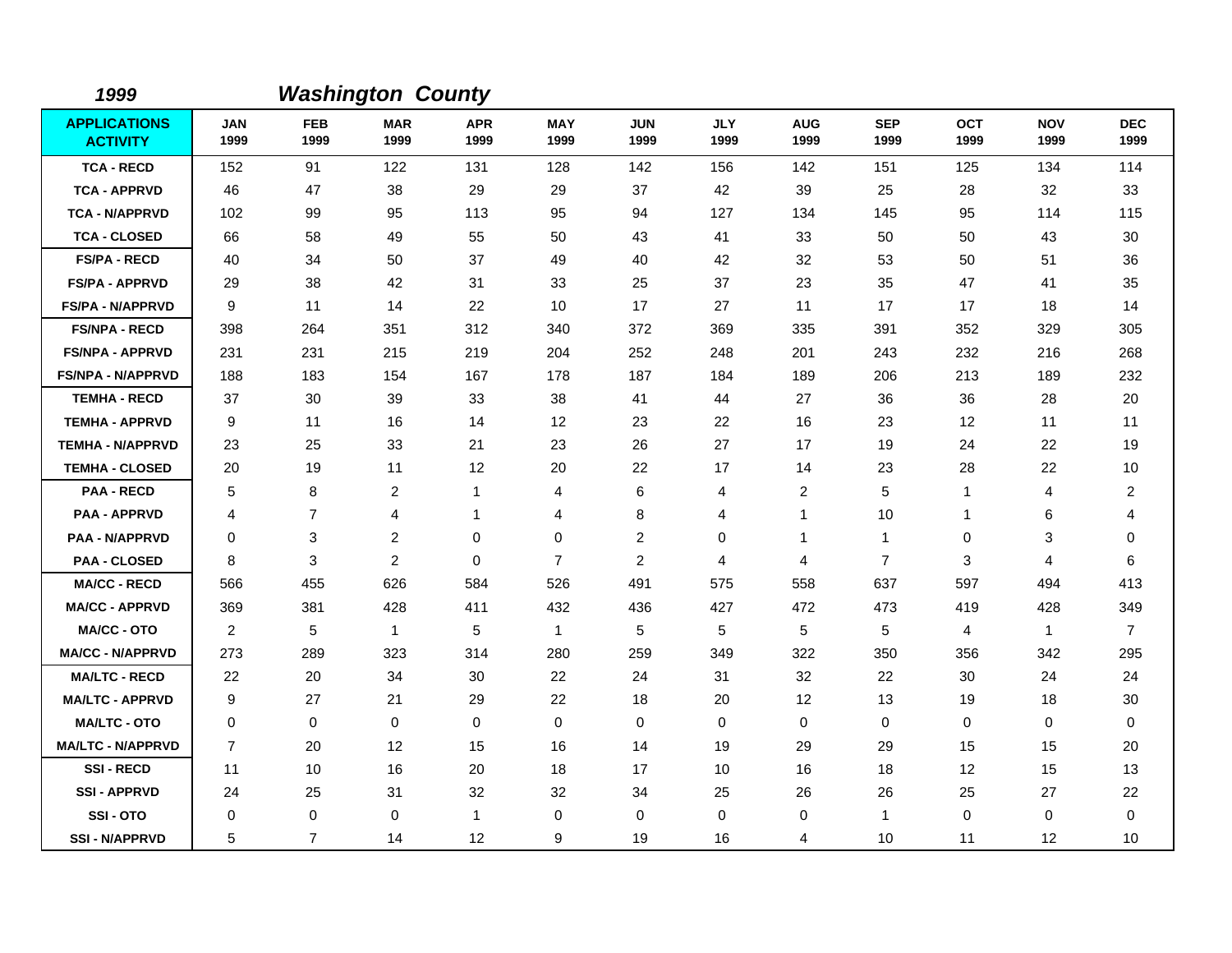***1999*** ***Washington County***

| APPLICATIONS ACTIVITY | JAN 1999 | FEB 1999 | MAR 1999 | APR 1999 | MAY 1999 | JUN 1999 | JLY 1999 | AUG 1999 | SEP 1999 | OCT 1999 | NOV 1999 | DEC 1999 |
|---|---|---|---|---|---|---|---|---|---|---|---|---|
| TCA - RECD | 152 | 91 | 122 | 131 | 128 | 142 | 156 | 142 | 151 | 125 | 134 | 114 |
| TCA - APPRVD | 46 | 47 | 38 | 29 | 29 | 37 | 42 | 39 | 25 | 28 | 32 | 33 |
| TCA - N/APPRVD | 102 | 99 | 95 | 113 | 95 | 94 | 127 | 134 | 145 | 95 | 114 | 115 |
| TCA - CLOSED | 66 | 58 | 49 | 55 | 50 | 43 | 41 | 33 | 50 | 50 | 43 | 30 |
| FS/PA - RECD | 40 | 34 | 50 | 37 | 49 | 40 | 42 | 32 | 53 | 50 | 51 | 36 |
| FS/PA - APPRVD | 29 | 38 | 42 | 31 | 33 | 25 | 37 | 23 | 35 | 47 | 41 | 35 |
| FS/PA - N/APPRVD | 9 | 11 | 14 | 22 | 10 | 17 | 27 | 11 | 17 | 17 | 18 | 14 |
| FS/NPA - RECD | 398 | 264 | 351 | 312 | 340 | 372 | 369 | 335 | 391 | 352 | 329 | 305 |
| FS/NPA - APPRVD | 231 | 231 | 215 | 219 | 204 | 252 | 248 | 201 | 243 | 232 | 216 | 268 |
| FS/NPA - N/APPRVD | 188 | 183 | 154 | 167 | 178 | 187 | 184 | 189 | 206 | 213 | 189 | 232 |
| TEMHA - RECD | 37 | 30 | 39 | 33 | 38 | 41 | 44 | 27 | 36 | 36 | 28 | 20 |
| TEMHA - APPRVD | 9 | 11 | 16 | 14 | 12 | 23 | 22 | 16 | 23 | 12 | 11 | 11 |
| TEMHA - N/APPRVD | 23 | 25 | 33 | 21 | 23 | 26 | 27 | 17 | 19 | 24 | 22 | 19 |
| TEMHA - CLOSED | 20 | 19 | 11 | 12 | 20 | 22 | 17 | 14 | 23 | 28 | 22 | 10 |
| PAA - RECD | 5 | 8 | 2 | 1 | 4 | 6 | 4 | 2 | 5 | 1 | 4 | 2 |
| PAA - APPRVD | 4 | 7 | 4 | 1 | 4 | 8 | 4 | 1 | 10 | 1 | 6 | 4 |
| PAA - N/APPRVD | 0 | 3 | 2 | 0 | 0 | 2 | 0 | 1 | 1 | 0 | 3 | 0 |
| PAA - CLOSED | 8 | 3 | 2 | 0 | 7 | 2 | 4 | 4 | 7 | 3 | 4 | 6 |
| MA/CC - RECD | 566 | 455 | 626 | 584 | 526 | 491 | 575 | 558 | 637 | 597 | 494 | 413 |
| MA/CC - APPRVD | 369 | 381 | 428 | 411 | 432 | 436 | 427 | 472 | 473 | 419 | 428 | 349 |
| MA/CC - OTO | 2 | 5 | 1 | 5 | 1 | 5 | 5 | 5 | 5 | 4 | 1 | 7 |
| MA/CC - N/APPRVD | 273 | 289 | 323 | 314 | 280 | 259 | 349 | 322 | 350 | 356 | 342 | 295 |
| MA/LTC - RECD | 22 | 20 | 34 | 30 | 22 | 24 | 31 | 32 | 22 | 30 | 24 | 24 |
| MA/LTC - APPRVD | 9 | 27 | 21 | 29 | 22 | 18 | 20 | 12 | 13 | 19 | 18 | 30 |
| MA/LTC - OTO | 0 | 0 | 0 | 0 | 0 | 0 | 0 | 0 | 0 | 0 | 0 | 0 |
| MA/LTC - N/APPRVD | 7 | 20 | 12 | 15 | 16 | 14 | 19 | 29 | 29 | 15 | 15 | 20 |
| SSI - RECD | 11 | 10 | 16 | 20 | 18 | 17 | 10 | 16 | 18 | 12 | 15 | 13 |
| SSI - APPRVD | 24 | 25 | 31 | 32 | 32 | 34 | 25 | 26 | 26 | 25 | 27 | 22 |
| SSI - OTO | 0 | 0 | 0 | 1 | 0 | 0 | 0 | 0 | 1 | 0 | 0 | 0 |
| SSI - N/APPRVD | 5 | 7 | 14 | 12 | 9 | 19 | 16 | 4 | 10 | 11 | 12 | 10 |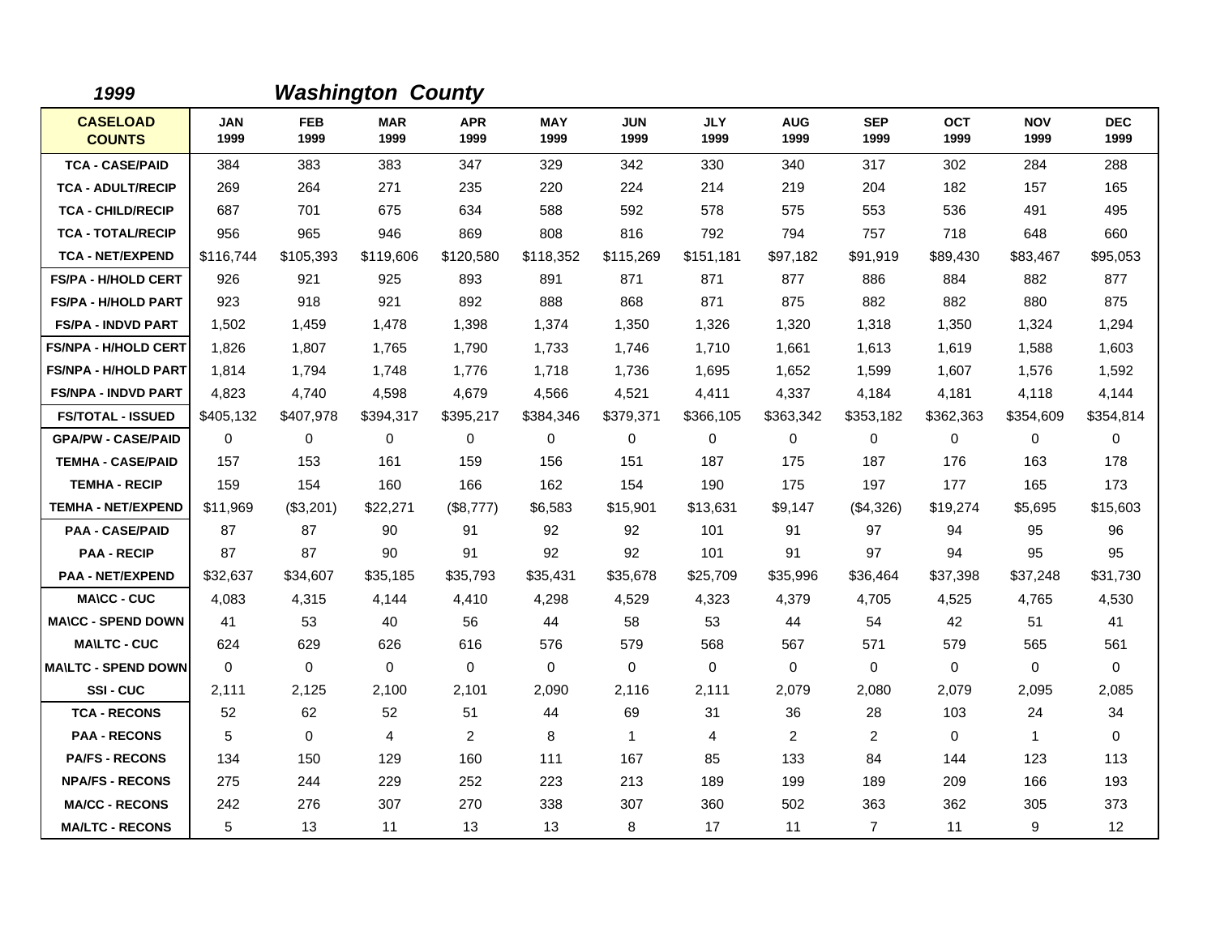## *1999* *Washington County*

| CASELOAD COUNTS | JAN 1999 | FEB 1999 | MAR 1999 | APR 1999 | MAY 1999 | JUN 1999 | JLY 1999 | AUG 1999 | SEP 1999 | OCT 1999 | NOV 1999 | DEC 1999 |
|---|---|---|---|---|---|---|---|---|---|---|---|---|
| TCA - CASE/PAID | 384 | 383 | 383 | 347 | 329 | 342 | 330 | 340 | 317 | 302 | 284 | 288 |
| TCA - ADULT/RECIP | 269 | 264 | 271 | 235 | 220 | 224 | 214 | 219 | 204 | 182 | 157 | 165 |
| TCA - CHILD/RECIP | 687 | 701 | 675 | 634 | 588 | 592 | 578 | 575 | 553 | 536 | 491 | 495 |
| TCA - TOTAL/RECIP | 956 | 965 | 946 | 869 | 808 | 816 | 792 | 794 | 757 | 718 | 648 | 660 |
| TCA - NET/EXPEND | $116,744 | $105,393 | $119,606 | $120,580 | $118,352 | $115,269 | $151,181 | $97,182 | $91,919 | $89,430 | $83,467 | $95,053 |
| FS/PA - H/HOLD CERT | 926 | 921 | 925 | 893 | 891 | 871 | 871 | 877 | 886 | 884 | 882 | 877 |
| FS/PA - H/HOLD PART | 923 | 918 | 921 | 892 | 888 | 868 | 871 | 875 | 882 | 882 | 880 | 875 |
| FS/PA - INDVD PART | 1,502 | 1,459 | 1,478 | 1,398 | 1,374 | 1,350 | 1,326 | 1,320 | 1,318 | 1,350 | 1,324 | 1,294 |
| FS/NPA - H/HOLD CERT | 1,826 | 1,807 | 1,765 | 1,790 | 1,733 | 1,746 | 1,710 | 1,661 | 1,613 | 1,619 | 1,588 | 1,603 |
| FS/NPA - H/HOLD PART | 1,814 | 1,794 | 1,748 | 1,776 | 1,718 | 1,736 | 1,695 | 1,652 | 1,599 | 1,607 | 1,576 | 1,592 |
| FS/NPA - INDVD PART | 4,823 | 4,740 | 4,598 | 4,679 | 4,566 | 4,521 | 4,411 | 4,337 | 4,184 | 4,181 | 4,118 | 4,144 |
| FS/TOTAL - ISSUED | $405,132 | $407,978 | $394,317 | $395,217 | $384,346 | $379,371 | $366,105 | $363,342 | $353,182 | $362,363 | $354,609 | $354,814 |
| GPA/PW - CASE/PAID | 0 | 0 | 0 | 0 | 0 | 0 | 0 | 0 | 0 | 0 | 0 | 0 |
| TEMHA - CASE/PAID | 157 | 153 | 161 | 159 | 156 | 151 | 187 | 175 | 187 | 176 | 163 | 178 |
| TEMHA - RECIP | 159 | 154 | 160 | 166 | 162 | 154 | 190 | 175 | 197 | 177 | 165 | 173 |
| TEMHA - NET/EXPEND | $11,969 | ($3,201) | $22,271 | ($8,777) | $6,583 | $15,901 | $13,631 | $9,147 | ($4,326) | $19,274 | $5,695 | $15,603 |
| PAA - CASE/PAID | 87 | 87 | 90 | 91 | 92 | 92 | 101 | 91 | 97 | 94 | 95 | 96 |
| PAA - RECIP | 87 | 87 | 90 | 91 | 92 | 92 | 101 | 91 | 97 | 94 | 95 | 95 |
| PAA - NET/EXPEND | $32,637 | $34,607 | $35,185 | $35,793 | $35,431 | $35,678 | $25,709 | $35,996 | $36,464 | $37,398 | $37,248 | $31,730 |
| MA\CC - CUC | 4,083 | 4,315 | 4,144 | 4,410 | 4,298 | 4,529 | 4,323 | 4,379 | 4,705 | 4,525 | 4,765 | 4,530 |
| MA\CC - SPEND DOWN | 41 | 53 | 40 | 56 | 44 | 58 | 53 | 44 | 54 | 42 | 51 | 41 |
| MA\LTC - CUC | 624 | 629 | 626 | 616 | 576 | 579 | 568 | 567 | 571 | 579 | 565 | 561 |
| MA\LTC - SPEND DOWN | 0 | 0 | 0 | 0 | 0 | 0 | 0 | 0 | 0 | 0 | 0 | 0 |
| SSI - CUC | 2,111 | 2,125 | 2,100 | 2,101 | 2,090 | 2,116 | 2,111 | 2,079 | 2,080 | 2,079 | 2,095 | 2,085 |
| TCA - RECONS | 52 | 62 | 52 | 51 | 44 | 69 | 31 | 36 | 28 | 103 | 24 | 34 |
| PAA - RECONS | 5 | 0 | 4 | 2 | 8 | 1 | 4 | 2 | 2 | 0 | 1 | 0 |
| PA/FS - RECONS | 134 | 150 | 129 | 160 | 111 | 167 | 85 | 133 | 84 | 144 | 123 | 113 |
| NPA/FS - RECONS | 275 | 244 | 229 | 252 | 223 | 213 | 189 | 199 | 189 | 209 | 166 | 193 |
| MA/CC - RECONS | 242 | 276 | 307 | 270 | 338 | 307 | 360 | 502 | 363 | 362 | 305 | 373 |
| MA/LTC - RECONS | 5 | 13 | 11 | 13 | 13 | 8 | 17 | 11 | 7 | 11 | 9 | 12 |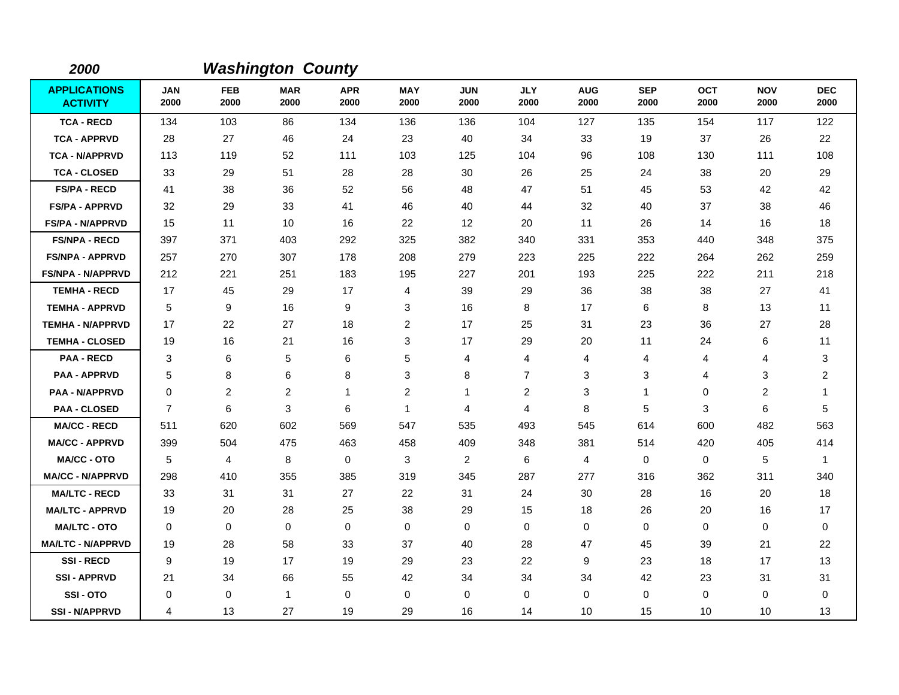## 2000 *Washington County*

| APPLICATIONS ACTIVITY | JAN 2000 | FEB 2000 | MAR 2000 | APR 2000 | MAY 2000 | JUN 2000 | JLY 2000 | AUG 2000 | SEP 2000 | OCT 2000 | NOV 2000 | DEC 2000 |
|---|---|---|---|---|---|---|---|---|---|---|---|---|
| TCA - RECD | 134 | 103 | 86 | 134 | 136 | 136 | 104 | 127 | 135 | 154 | 117 | 122 |
| TCA - APPRVD | 28 | 27 | 46 | 24 | 23 | 40 | 34 | 33 | 19 | 37 | 26 | 22 |
| TCA - N/APPRVD | 113 | 119 | 52 | 111 | 103 | 125 | 104 | 96 | 108 | 130 | 111 | 108 |
| TCA - CLOSED | 33 | 29 | 51 | 28 | 28 | 30 | 26 | 25 | 24 | 38 | 20 | 29 |
| FS/PA - RECD | 41 | 38 | 36 | 52 | 56 | 48 | 47 | 51 | 45 | 53 | 42 | 42 |
| FS/PA - APPRVD | 32 | 29 | 33 | 41 | 46 | 40 | 44 | 32 | 40 | 37 | 38 | 46 |
| FS/PA - N/APPRVD | 15 | 11 | 10 | 16 | 22 | 12 | 20 | 11 | 26 | 14 | 16 | 18 |
| FS/NPA - RECD | 397 | 371 | 403 | 292 | 325 | 382 | 340 | 331 | 353 | 440 | 348 | 375 |
| FS/NPA - APPRVD | 257 | 270 | 307 | 178 | 208 | 279 | 223 | 225 | 222 | 264 | 262 | 259 |
| FS/NPA - N/APPRVD | 212 | 221 | 251 | 183 | 195 | 227 | 201 | 193 | 225 | 222 | 211 | 218 |
| TEMHA - RECD | 17 | 45 | 29 | 17 | 4 | 39 | 29 | 36 | 38 | 38 | 27 | 41 |
| TEMHA - APPRVD | 5 | 9 | 16 | 9 | 3 | 16 | 8 | 17 | 6 | 8 | 13 | 11 |
| TEMHA - N/APPRVD | 17 | 22 | 27 | 18 | 2 | 17 | 25 | 31 | 23 | 36 | 27 | 28 |
| TEMHA - CLOSED | 19 | 16 | 21 | 16 | 3 | 17 | 29 | 20 | 11 | 24 | 6 | 11 |
| PAA - RECD | 3 | 6 | 5 | 6 | 5 | 4 | 4 | 4 | 4 | 4 | 4 | 3 |
| PAA - APPRVD | 5 | 8 | 6 | 8 | 3 | 8 | 7 | 3 | 3 | 4 | 3 | 2 |
| PAA - N/APPRVD | 0 | 2 | 2 | 1 | 2 | 1 | 2 | 3 | 1 | 0 | 2 | 1 |
| PAA - CLOSED | 7 | 6 | 3 | 6 | 1 | 4 | 4 | 8 | 5 | 3 | 6 | 5 |
| MA/CC - RECD | 511 | 620 | 602 | 569 | 547 | 535 | 493 | 545 | 614 | 600 | 482 | 563 |
| MA/CC - APPRVD | 399 | 504 | 475 | 463 | 458 | 409 | 348 | 381 | 514 | 420 | 405 | 414 |
| MA/CC - OTO | 5 | 4 | 8 | 0 | 3 | 2 | 6 | 4 | 0 | 0 | 5 | 1 |
| MA/CC - N/APPRVD | 298 | 410 | 355 | 385 | 319 | 345 | 287 | 277 | 316 | 362 | 311 | 340 |
| MA/LTC - RECD | 33 | 31 | 31 | 27 | 22 | 31 | 24 | 30 | 28 | 16 | 20 | 18 |
| MA/LTC - APPRVD | 19 | 20 | 28 | 25 | 38 | 29 | 15 | 18 | 26 | 20 | 16 | 17 |
| MA/LTC - OTO | 0 | 0 | 0 | 0 | 0 | 0 | 0 | 0 | 0 | 0 | 0 | 0 |
| MA/LTC - N/APPRVD | 19 | 28 | 58 | 33 | 37 | 40 | 28 | 47 | 45 | 39 | 21 | 22 |
| SSI - RECD | 9 | 19 | 17 | 19 | 29 | 23 | 22 | 9 | 23 | 18 | 17 | 13 |
| SSI - APPRVD | 21 | 34 | 66 | 55 | 42 | 34 | 34 | 34 | 42 | 23 | 31 | 31 |
| SSI - OTO | 0 | 0 | 1 | 0 | 0 | 0 | 0 | 0 | 0 | 0 | 0 | 0 |
| SSI - N/APPRVD | 4 | 13 | 27 | 19 | 29 | 16 | 14 | 10 | 15 | 10 | 10 | 13 |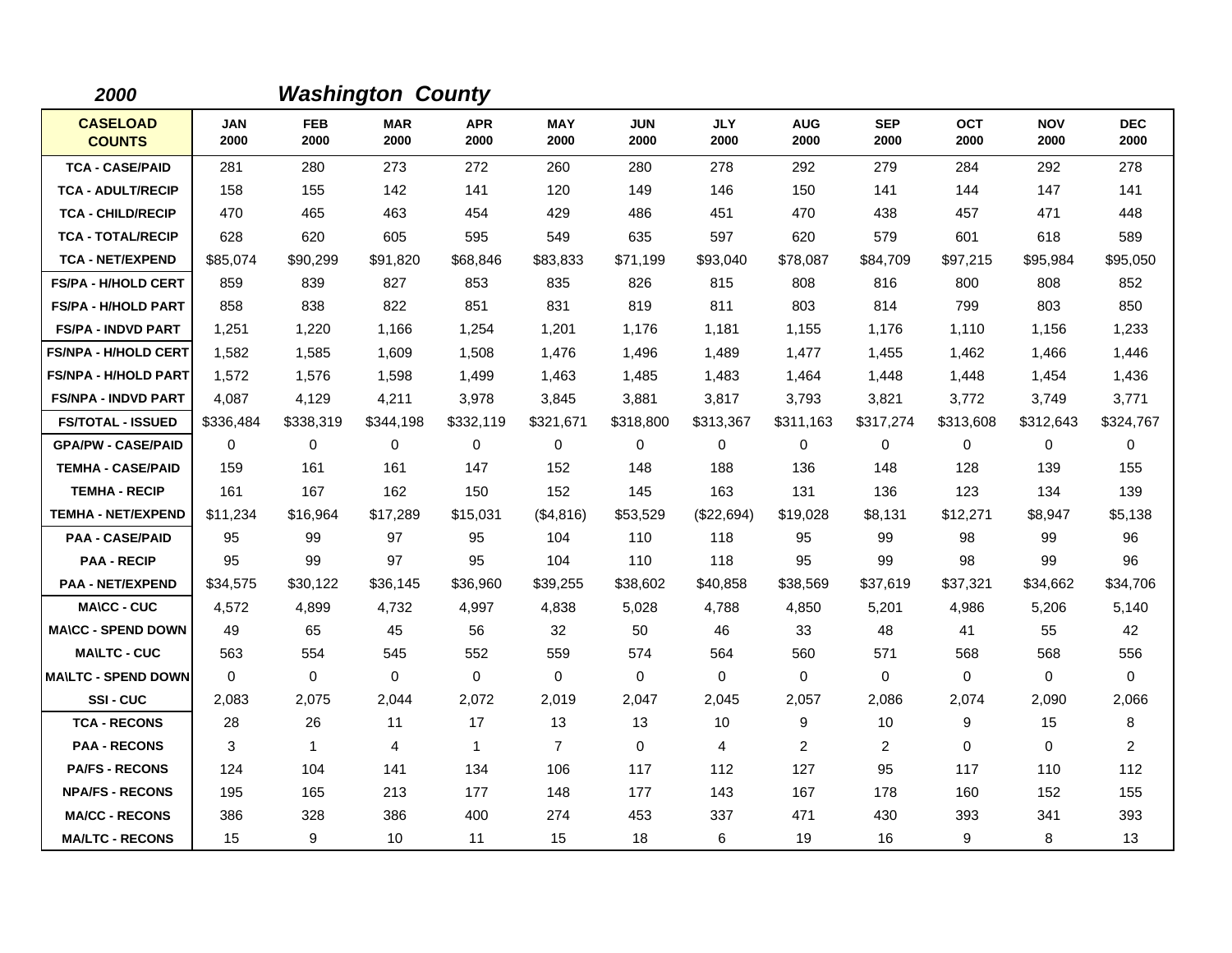## 2000 *Washington County*

| CASELOAD COUNTS | JAN 2000 | FEB 2000 | MAR 2000 | APR 2000 | MAY 2000 | JUN 2000 | JLY 2000 | AUG 2000 | SEP 2000 | OCT 2000 | NOV 2000 | DEC 2000 |
|---|---|---|---|---|---|---|---|---|---|---|---|---|
| TCA - CASE/PAID | 281 | 280 | 273 | 272 | 260 | 280 | 278 | 292 | 279 | 284 | 292 | 278 |
| TCA - ADULT/RECIP | 158 | 155 | 142 | 141 | 120 | 149 | 146 | 150 | 141 | 144 | 147 | 141 |
| TCA - CHILD/RECIP | 470 | 465 | 463 | 454 | 429 | 486 | 451 | 470 | 438 | 457 | 471 | 448 |
| TCA - TOTAL/RECIP | 628 | 620 | 605 | 595 | 549 | 635 | 597 | 620 | 579 | 601 | 618 | 589 |
| TCA - NET/EXPEND | $85,074 | $90,299 | $91,820 | $68,846 | $83,833 | $71,199 | $93,040 | $78,087 | $84,709 | $97,215 | $95,984 | $95,050 |
| FS/PA - H/HOLD CERT | 859 | 839 | 827 | 853 | 835 | 826 | 815 | 808 | 816 | 800 | 808 | 852 |
| FS/PA - H/HOLD PART | 858 | 838 | 822 | 851 | 831 | 819 | 811 | 803 | 814 | 799 | 803 | 850 |
| FS/PA - INDVD PART | 1,251 | 1,220 | 1,166 | 1,254 | 1,201 | 1,176 | 1,181 | 1,155 | 1,176 | 1,110 | 1,156 | 1,233 |
| FS/NPA - H/HOLD CERT | 1,582 | 1,585 | 1,609 | 1,508 | 1,476 | 1,496 | 1,489 | 1,477 | 1,455 | 1,462 | 1,466 | 1,446 |
| FS/NPA - H/HOLD PART | 1,572 | 1,576 | 1,598 | 1,499 | 1,463 | 1,485 | 1,483 | 1,464 | 1,448 | 1,448 | 1,454 | 1,436 |
| FS/NPA - INDVD PART | 4,087 | 4,129 | 4,211 | 3,978 | 3,845 | 3,881 | 3,817 | 3,793 | 3,821 | 3,772 | 3,749 | 3,771 |
| FS/TOTAL - ISSUED | $336,484 | $338,319 | $344,198 | $332,119 | $321,671 | $318,800 | $313,367 | $311,163 | $317,274 | $313,608 | $312,643 | $324,767 |
| GPA/PW - CASE/PAID | 0 | 0 | 0 | 0 | 0 | 0 | 0 | 0 | 0 | 0 | 0 | 0 |
| TEMHA - CASE/PAID | 159 | 161 | 161 | 147 | 152 | 148 | 188 | 136 | 148 | 128 | 139 | 155 |
| TEMHA - RECIP | 161 | 167 | 162 | 150 | 152 | 145 | 163 | 131 | 136 | 123 | 134 | 139 |
| TEMHA - NET/EXPEND | $11,234 | $16,964 | $17,289 | $15,031 | ($4,816) | $53,529 | ($22,694) | $19,028 | $8,131 | $12,271 | $8,947 | $5,138 |
| PAA - CASE/PAID | 95 | 99 | 97 | 95 | 104 | 110 | 118 | 95 | 99 | 98 | 99 | 96 |
| PAA - RECIP | 95 | 99 | 97 | 95 | 104 | 110 | 118 | 95 | 99 | 98 | 99 | 96 |
| PAA - NET/EXPEND | $34,575 | $30,122 | $36,145 | $36,960 | $39,255 | $38,602 | $40,858 | $38,569 | $37,619 | $37,321 | $34,662 | $34,706 |
| MA\CC - CUC | 4,572 | 4,899 | 4,732 | 4,997 | 4,838 | 5,028 | 4,788 | 4,850 | 5,201 | 4,986 | 5,206 | 5,140 |
| MA\CC - SPEND DOWN | 49 | 65 | 45 | 56 | 32 | 50 | 46 | 33 | 48 | 41 | 55 | 42 |
| MA\LTC - CUC | 563 | 554 | 545 | 552 | 559 | 574 | 564 | 560 | 571 | 568 | 568 | 556 |
| MA\LTC - SPEND DOWN | 0 | 0 | 0 | 0 | 0 | 0 | 0 | 0 | 0 | 0 | 0 | 0 |
| SSI - CUC | 2,083 | 2,075 | 2,044 | 2,072 | 2,019 | 2,047 | 2,045 | 2,057 | 2,086 | 2,074 | 2,090 | 2,066 |
| TCA - RECONS | 28 | 26 | 11 | 17 | 13 | 13 | 10 | 9 | 10 | 9 | 15 | 8 |
| PAA - RECONS | 3 | 1 | 4 | 1 | 7 | 0 | 4 | 2 | 2 | 0 | 0 | 2 |
| PA/FS - RECONS | 124 | 104 | 141 | 134 | 106 | 117 | 112 | 127 | 95 | 117 | 110 | 112 |
| NPA/FS - RECONS | 195 | 165 | 213 | 177 | 148 | 177 | 143 | 167 | 178 | 160 | 152 | 155 |
| MA/CC - RECONS | 386 | 328 | 386 | 400 | 274 | 453 | 337 | 471 | 430 | 393 | 341 | 393 |
| MA/LTC - RECONS | 15 | 9 | 10 | 11 | 15 | 18 | 6 | 19 | 16 | 9 | 8 | 13 |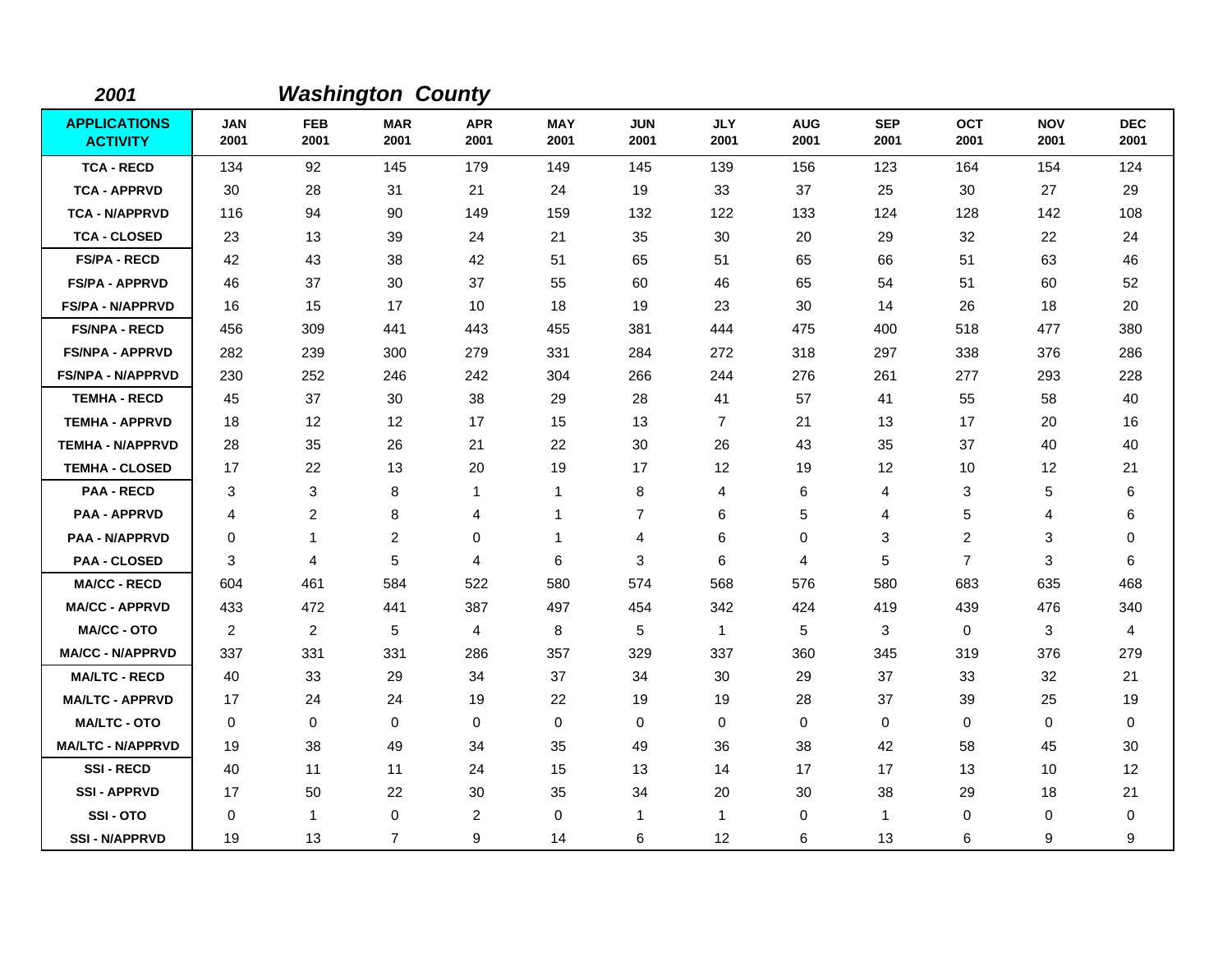**2001** **Washington County**

| APPLICATIONS ACTIVITY | JAN 2001 | FEB 2001 | MAR 2001 | APR 2001 | MAY 2001 | JUN 2001 | JLY 2001 | AUG 2001 | SEP 2001 | OCT 2001 | NOV 2001 | DEC 2001 |
|---|---|---|---|---|---|---|---|---|---|---|---|---|
| TCA - RECD | 134 | 92 | 145 | 179 | 149 | 145 | 139 | 156 | 123 | 164 | 154 | 124 |
| TCA - APPRVD | 30 | 28 | 31 | 21 | 24 | 19 | 33 | 37 | 25 | 30 | 27 | 29 |
| TCA - N/APPRVD | 116 | 94 | 90 | 149 | 159 | 132 | 122 | 133 | 124 | 128 | 142 | 108 |
| TCA - CLOSED | 23 | 13 | 39 | 24 | 21 | 35 | 30 | 20 | 29 | 32 | 22 | 24 |
| FS/PA - RECD | 42 | 43 | 38 | 42 | 51 | 65 | 51 | 65 | 66 | 51 | 63 | 46 |
| FS/PA - APPRVD | 46 | 37 | 30 | 37 | 55 | 60 | 46 | 65 | 54 | 51 | 60 | 52 |
| FS/PA - N/APPRVD | 16 | 15 | 17 | 10 | 18 | 19 | 23 | 30 | 14 | 26 | 18 | 20 |
| FS/NPA - RECD | 456 | 309 | 441 | 443 | 455 | 381 | 444 | 475 | 400 | 518 | 477 | 380 |
| FS/NPA - APPRVD | 282 | 239 | 300 | 279 | 331 | 284 | 272 | 318 | 297 | 338 | 376 | 286 |
| FS/NPA - N/APPRVD | 230 | 252 | 246 | 242 | 304 | 266 | 244 | 276 | 261 | 277 | 293 | 228 |
| TEMHA - RECD | 45 | 37 | 30 | 38 | 29 | 28 | 41 | 57 | 41 | 55 | 58 | 40 |
| TEMHA - APPRVD | 18 | 12 | 12 | 17 | 15 | 13 | 7 | 21 | 13 | 17 | 20 | 16 |
| TEMHA - N/APPRVD | 28 | 35 | 26 | 21 | 22 | 30 | 26 | 43 | 35 | 37 | 40 | 40 |
| TEMHA - CLOSED | 17 | 22 | 13 | 20 | 19 | 17 | 12 | 19 | 12 | 10 | 12 | 21 |
| PAA - RECD | 3 | 3 | 8 | 1 | 1 | 8 | 4 | 6 | 4 | 3 | 5 | 6 |
| PAA - APPRVD | 4 | 2 | 8 | 4 | 1 | 7 | 6 | 5 | 4 | 5 | 4 | 6 |
| PAA - N/APPRVD | 0 | 1 | 2 | 0 | 1 | 4 | 6 | 0 | 3 | 2 | 3 | 0 |
| PAA - CLOSED | 3 | 4 | 5 | 4 | 6 | 3 | 6 | 4 | 5 | 7 | 3 | 6 |
| MA/CC - RECD | 604 | 461 | 584 | 522 | 580 | 574 | 568 | 576 | 580 | 683 | 635 | 468 |
| MA/CC - APPRVD | 433 | 472 | 441 | 387 | 497 | 454 | 342 | 424 | 419 | 439 | 476 | 340 |
| MA/CC - OTO | 2 | 2 | 5 | 4 | 8 | 5 | 1 | 5 | 3 | 0 | 3 | 4 |
| MA/CC - N/APPRVD | 337 | 331 | 331 | 286 | 357 | 329 | 337 | 360 | 345 | 319 | 376 | 279 |
| MA/LTC - RECD | 40 | 33 | 29 | 34 | 37 | 34 | 30 | 29 | 37 | 33 | 32 | 21 |
| MA/LTC - APPRVD | 17 | 24 | 24 | 19 | 22 | 19 | 19 | 28 | 37 | 39 | 25 | 19 |
| MA/LTC - OTO | 0 | 0 | 0 | 0 | 0 | 0 | 0 | 0 | 0 | 0 | 0 | 0 |
| MA/LTC - N/APPRVD | 19 | 38 | 49 | 34 | 35 | 49 | 36 | 38 | 42 | 58 | 45 | 30 |
| SSI - RECD | 40 | 11 | 11 | 24 | 15 | 13 | 14 | 17 | 17 | 13 | 10 | 12 |
| SSI - APPRVD | 17 | 50 | 22 | 30 | 35 | 34 | 20 | 30 | 38 | 29 | 18 | 21 |
| SSI - OTO | 0 | 1 | 0 | 2 | 0 | 1 | 1 | 0 | 1 | 0 | 0 | 0 |
| SSI - N/APPRVD | 19 | 13 | 7 | 9 | 14 | 6 | 12 | 6 | 13 | 6 | 9 | 9 |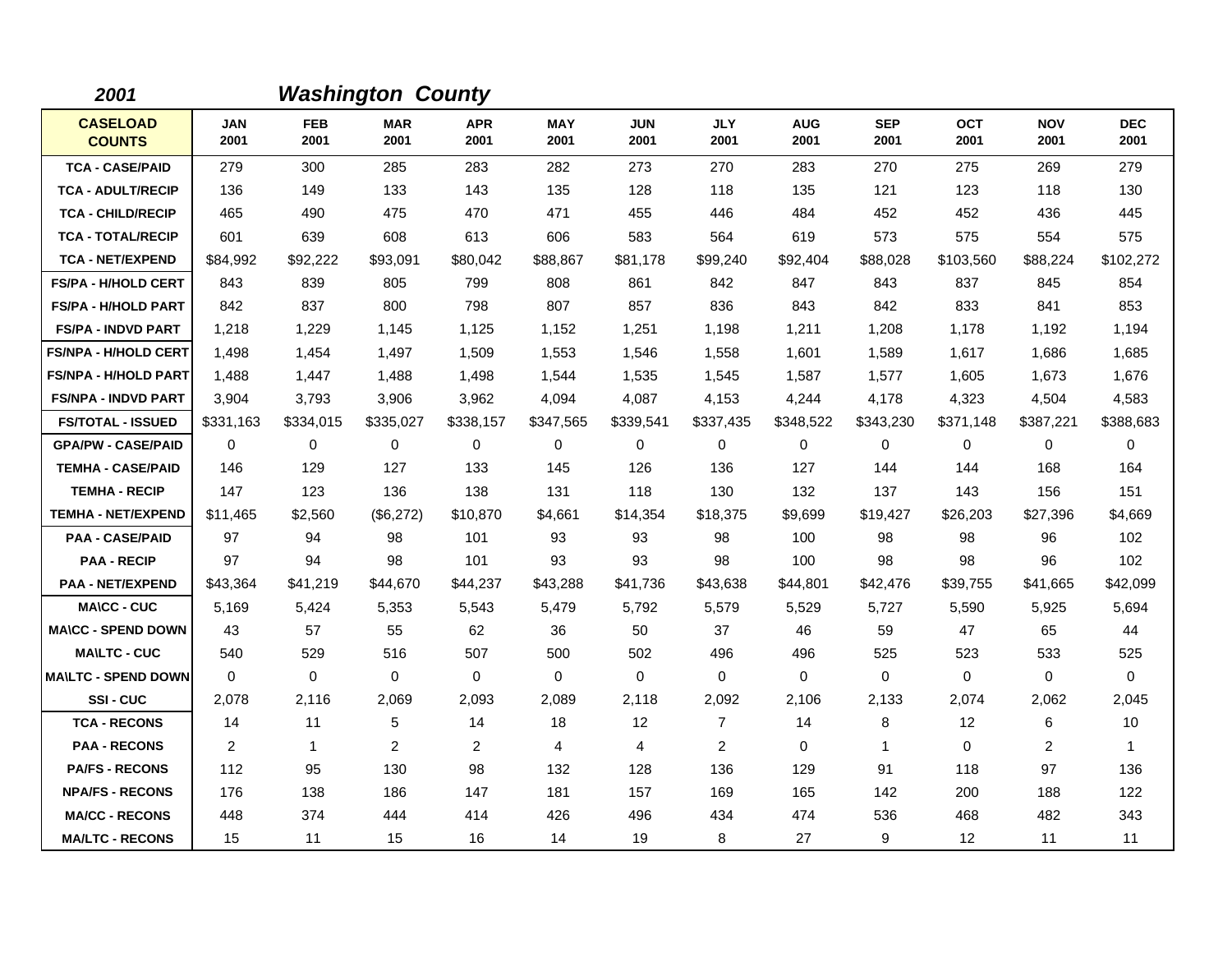**2001** ***Washington County***

| CASELOAD COUNTS | JAN 2001 | FEB 2001 | MAR 2001 | APR 2001 | MAY 2001 | JUN 2001 | JLY 2001 | AUG 2001 | SEP 2001 | OCT 2001 | NOV 2001 | DEC 2001 |
|---|---|---|---|---|---|---|---|---|---|---|---|---|
| TCA - CASE/PAID | 279 | 300 | 285 | 283 | 282 | 273 | 270 | 283 | 270 | 275 | 269 | 279 |
| TCA - ADULT/RECIP | 136 | 149 | 133 | 143 | 135 | 128 | 118 | 135 | 121 | 123 | 118 | 130 |
| TCA - CHILD/RECIP | 465 | 490 | 475 | 470 | 471 | 455 | 446 | 484 | 452 | 452 | 436 | 445 |
| TCA - TOTAL/RECIP | 601 | 639 | 608 | 613 | 606 | 583 | 564 | 619 | 573 | 575 | 554 | 575 |
| TCA - NET/EXPEND | $84,992 | $92,222 | $93,091 | $80,042 | $88,867 | $81,178 | $99,240 | $92,404 | $88,028 | $103,560 | $88,224 | $102,272 |
| FS/PA - H/HOLD CERT | 843 | 839 | 805 | 799 | 808 | 861 | 842 | 847 | 843 | 837 | 845 | 854 |
| FS/PA - H/HOLD PART | 842 | 837 | 800 | 798 | 807 | 857 | 836 | 843 | 842 | 833 | 841 | 853 |
| FS/PA - INDVD PART | 1,218 | 1,229 | 1,145 | 1,125 | 1,152 | 1,251 | 1,198 | 1,211 | 1,208 | 1,178 | 1,192 | 1,194 |
| FS/NPA - H/HOLD CERT | 1,498 | 1,454 | 1,497 | 1,509 | 1,553 | 1,546 | 1,558 | 1,601 | 1,589 | 1,617 | 1,686 | 1,685 |
| FS/NPA - H/HOLD PART | 1,488 | 1,447 | 1,488 | 1,498 | 1,544 | 1,535 | 1,545 | 1,587 | 1,577 | 1,605 | 1,673 | 1,676 |
| FS/NPA - INDVD PART | 3,904 | 3,793 | 3,906 | 3,962 | 4,094 | 4,087 | 4,153 | 4,244 | 4,178 | 4,323 | 4,504 | 4,583 |
| FS/TOTAL - ISSUED | $331,163 | $334,015 | $335,027 | $338,157 | $347,565 | $339,541 | $337,435 | $348,522 | $343,230 | $371,148 | $387,221 | $388,683 |
| GPA/PW - CASE/PAID | 0 | 0 | 0 | 0 | 0 | 0 | 0 | 0 | 0 | 0 | 0 | 0 |
| TEMHA - CASE/PAID | 146 | 129 | 127 | 133 | 145 | 126 | 136 | 127 | 144 | 144 | 168 | 164 |
| TEMHA - RECIP | 147 | 123 | 136 | 138 | 131 | 118 | 130 | 132 | 137 | 143 | 156 | 151 |
| TEMHA - NET/EXPEND | $11,465 | $2,560 | ($6,272) | $10,870 | $4,661 | $14,354 | $18,375 | $9,699 | $19,427 | $26,203 | $27,396 | $4,669 |
| PAA - CASE/PAID | 97 | 94 | 98 | 101 | 93 | 93 | 98 | 100 | 98 | 98 | 96 | 102 |
| PAA - RECIP | 97 | 94 | 98 | 101 | 93 | 93 | 98 | 100 | 98 | 98 | 96 | 102 |
| PAA - NET/EXPEND | $43,364 | $41,219 | $44,670 | $44,237 | $43,288 | $41,736 | $43,638 | $44,801 | $42,476 | $39,755 | $41,665 | $42,099 |
| MA\CC - CUC | 5,169 | 5,424 | 5,353 | 5,543 | 5,479 | 5,792 | 5,579 | 5,529 | 5,727 | 5,590 | 5,925 | 5,694 |
| MA\CC - SPEND DOWN | 43 | 57 | 55 | 62 | 36 | 50 | 37 | 46 | 59 | 47 | 65 | 44 |
| MA\LTC - CUC | 540 | 529 | 516 | 507 | 500 | 502 | 496 | 496 | 525 | 523 | 533 | 525 |
| MA\LTC - SPEND DOWN | 0 | 0 | 0 | 0 | 0 | 0 | 0 | 0 | 0 | 0 | 0 | 0 |
| SSI - CUC | 2,078 | 2,116 | 2,069 | 2,093 | 2,089 | 2,118 | 2,092 | 2,106 | 2,133 | 2,074 | 2,062 | 2,045 |
| TCA - RECONS | 14 | 11 | 5 | 14 | 18 | 12 | 7 | 14 | 8 | 12 | 6 | 10 |
| PAA - RECONS | 2 | 1 | 2 | 2 | 4 | 4 | 2 | 0 | 1 | 0 | 2 | 1 |
| PA/FS - RECONS | 112 | 95 | 130 | 98 | 132 | 128 | 136 | 129 | 91 | 118 | 97 | 136 |
| NPA/FS - RECONS | 176 | 138 | 186 | 147 | 181 | 157 | 169 | 165 | 142 | 200 | 188 | 122 |
| MA/CC - RECONS | 448 | 374 | 444 | 414 | 426 | 496 | 434 | 474 | 536 | 468 | 482 | 343 |
| MA/LTC - RECONS | 15 | 11 | 15 | 16 | 14 | 19 | 8 | 27 | 9 | 12 | 11 | 11 |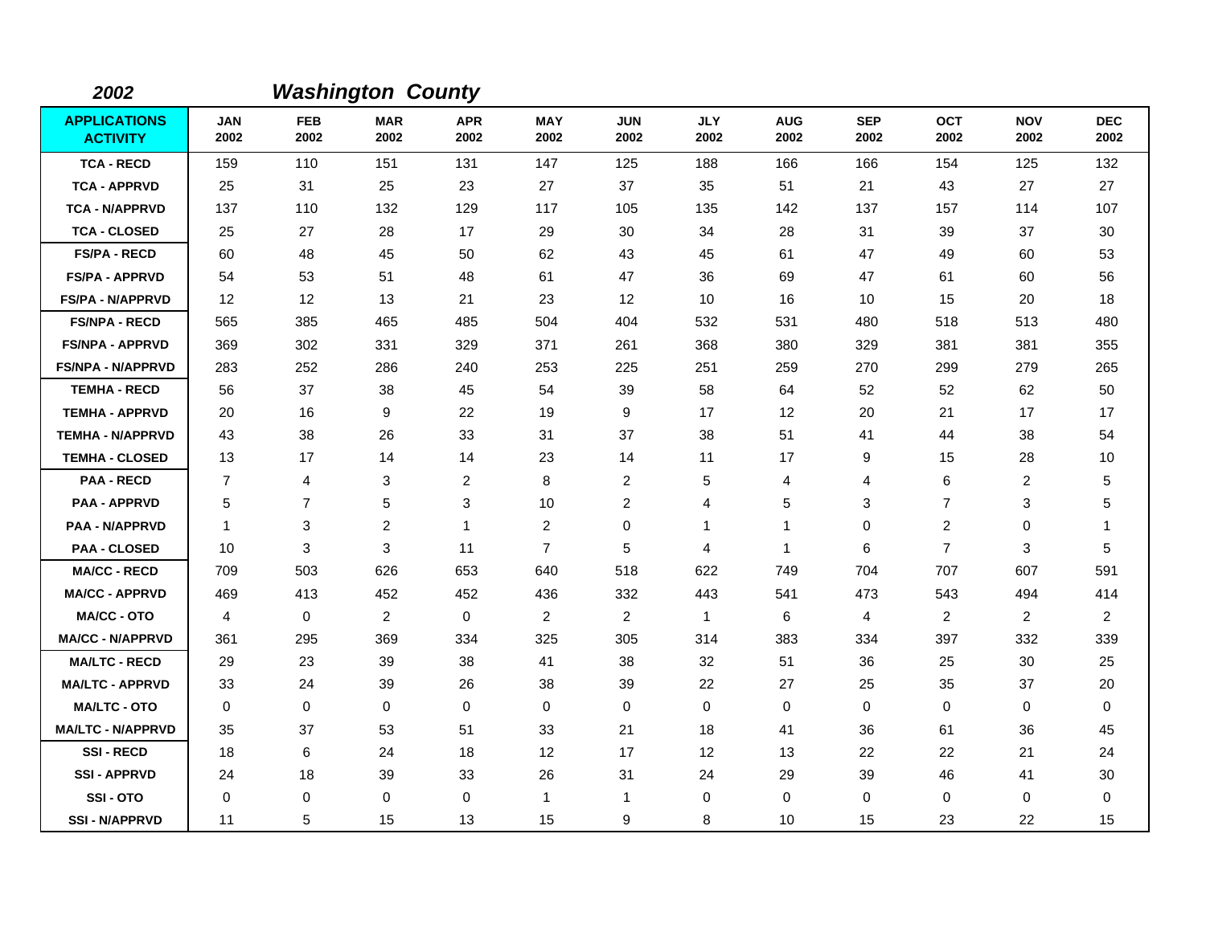## *2002* *Washington County*

| APPLICATIONS ACTIVITY | JAN 2002 | FEB 2002 | MAR 2002 | APR 2002 | MAY 2002 | JUN 2002 | JLY 2002 | AUG 2002 | SEP 2002 | OCT 2002 | NOV 2002 | DEC 2002 |
|---|---|---|---|---|---|---|---|---|---|---|---|---|
| TCA - RECD | 159 | 110 | 151 | 131 | 147 | 125 | 188 | 166 | 166 | 154 | 125 | 132 |
| TCA - APPRVD | 25 | 31 | 25 | 23 | 27 | 37 | 35 | 51 | 21 | 43 | 27 | 27 |
| TCA - N/APPRVD | 137 | 110 | 132 | 129 | 117 | 105 | 135 | 142 | 137 | 157 | 114 | 107 |
| TCA - CLOSED | 25 | 27 | 28 | 17 | 29 | 30 | 34 | 28 | 31 | 39 | 37 | 30 |
| FS/PA - RECD | 60 | 48 | 45 | 50 | 62 | 43 | 45 | 61 | 47 | 49 | 60 | 53 |
| FS/PA - APPRVD | 54 | 53 | 51 | 48 | 61 | 47 | 36 | 69 | 47 | 61 | 60 | 56 |
| FS/PA - N/APPRVD | 12 | 12 | 13 | 21 | 23 | 12 | 10 | 16 | 10 | 15 | 20 | 18 |
| FS/NPA - RECD | 565 | 385 | 465 | 485 | 504 | 404 | 532 | 531 | 480 | 518 | 513 | 480 |
| FS/NPA - APPRVD | 369 | 302 | 331 | 329 | 371 | 261 | 368 | 380 | 329 | 381 | 381 | 355 |
| FS/NPA - N/APPRVD | 283 | 252 | 286 | 240 | 253 | 225 | 251 | 259 | 270 | 299 | 279 | 265 |
| TEMHA - RECD | 56 | 37 | 38 | 45 | 54 | 39 | 58 | 64 | 52 | 52 | 62 | 50 |
| TEMHA - APPRVD | 20 | 16 | 9 | 22 | 19 | 9 | 17 | 12 | 20 | 21 | 17 | 17 |
| TEMHA - N/APPRVD | 43 | 38 | 26 | 33 | 31 | 37 | 38 | 51 | 41 | 44 | 38 | 54 |
| TEMHA - CLOSED | 13 | 17 | 14 | 14 | 23 | 14 | 11 | 17 | 9 | 15 | 28 | 10 |
| PAA - RECD | 7 | 4 | 3 | 2 | 8 | 2 | 5 | 4 | 4 | 6 | 2 | 5 |
| PAA - APPRVD | 5 | 7 | 5 | 3 | 10 | 2 | 4 | 5 | 3 | 7 | 3 | 5 |
| PAA - N/APPRVD | 1 | 3 | 2 | 1 | 2 | 0 | 1 | 1 | 0 | 2 | 0 | 1 |
| PAA - CLOSED | 10 | 3 | 3 | 11 | 7 | 5 | 4 | 1 | 6 | 7 | 3 | 5 |
| MA/CC - RECD | 709 | 503 | 626 | 653 | 640 | 518 | 622 | 749 | 704 | 707 | 607 | 591 |
| MA/CC - APPRVD | 469 | 413 | 452 | 452 | 436 | 332 | 443 | 541 | 473 | 543 | 494 | 414 |
| MA/CC - OTO | 4 | 0 | 2 | 0 | 2 | 2 | 1 | 6 | 4 | 2 | 2 | 2 |
| MA/CC - N/APPRVD | 361 | 295 | 369 | 334 | 325 | 305 | 314 | 383 | 334 | 397 | 332 | 339 |
| MA/LTC - RECD | 29 | 23 | 39 | 38 | 41 | 38 | 32 | 51 | 36 | 25 | 30 | 25 |
| MA/LTC - APPRVD | 33 | 24 | 39 | 26 | 38 | 39 | 22 | 27 | 25 | 35 | 37 | 20 |
| MA/LTC - OTO | 0 | 0 | 0 | 0 | 0 | 0 | 0 | 0 | 0 | 0 | 0 | 0 |
| MA/LTC - N/APPRVD | 35 | 37 | 53 | 51 | 33 | 21 | 18 | 41 | 36 | 61 | 36 | 45 |
| SSI - RECD | 18 | 6 | 24 | 18 | 12 | 17 | 12 | 13 | 22 | 22 | 21 | 24 |
| SSI - APPRVD | 24 | 18 | 39 | 33 | 26 | 31 | 24 | 29 | 39 | 46 | 41 | 30 |
| SSI - OTO | 0 | 0 | 0 | 0 | 1 | 1 | 0 | 0 | 0 | 0 | 0 | 0 |
| SSI - N/APPRVD | 11 | 5 | 15 | 13 | 15 | 9 | 8 | 10 | 15 | 23 | 22 | 15 |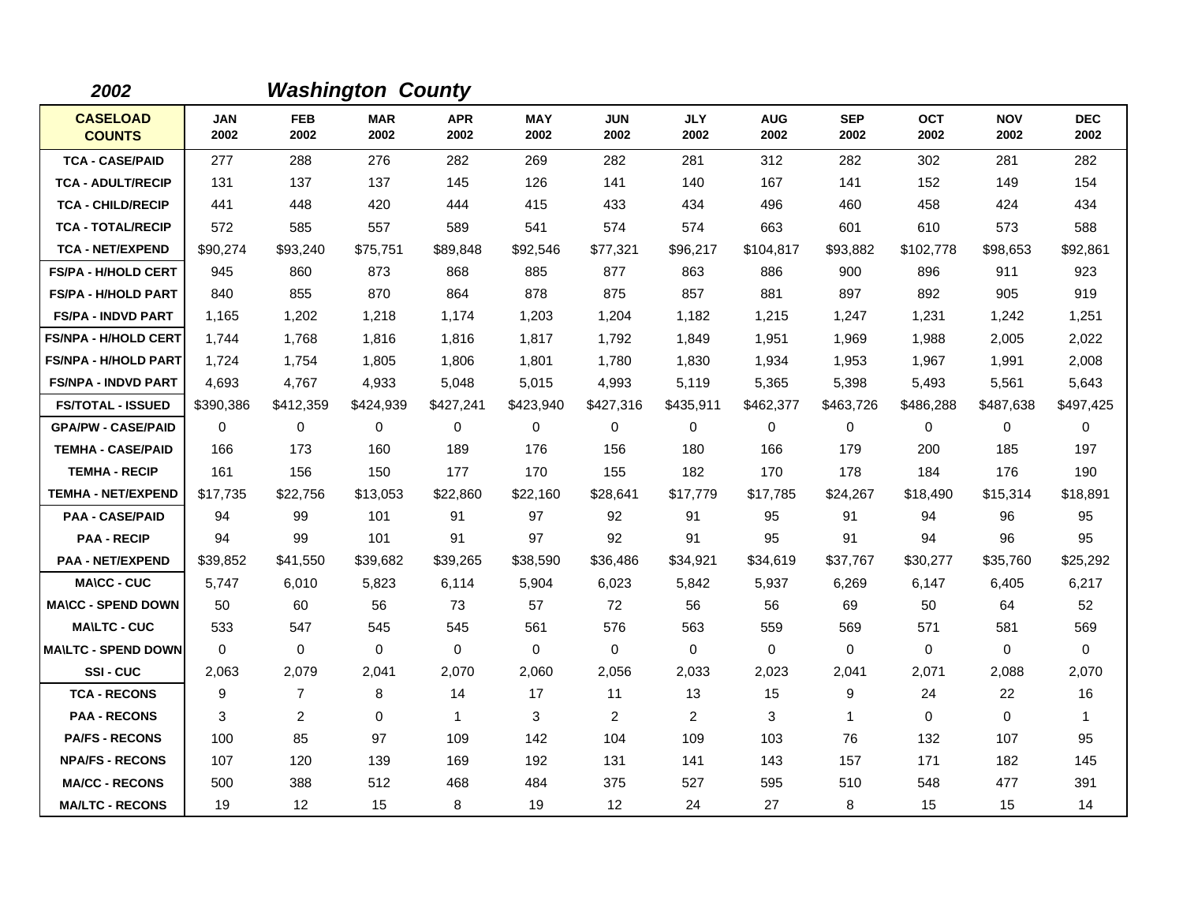## *2002* *Washington County*

| CASELOAD COUNTS | JAN 2002 | FEB 2002 | MAR 2002 | APR 2002 | MAY 2002 | JUN 2002 | JLY 2002 | AUG 2002 | SEP 2002 | OCT 2002 | NOV 2002 | DEC 2002 |
|---|---|---|---|---|---|---|---|---|---|---|---|---|
| TCA - CASE/PAID | 277 | 288 | 276 | 282 | 269 | 282 | 281 | 312 | 282 | 302 | 281 | 282 |
| TCA - ADULT/RECIP | 131 | 137 | 137 | 145 | 126 | 141 | 140 | 167 | 141 | 152 | 149 | 154 |
| TCA - CHILD/RECIP | 441 | 448 | 420 | 444 | 415 | 433 | 434 | 496 | 460 | 458 | 424 | 434 |
| TCA - TOTAL/RECIP | 572 | 585 | 557 | 589 | 541 | 574 | 574 | 663 | 601 | 610 | 573 | 588 |
| TCA - NET/EXPEND | $90,274 | $93,240 | $75,751 | $89,848 | $92,546 | $77,321 | $96,217 | $104,817 | $93,882 | $102,778 | $98,653 | $92,861 |
| FS/PA - H/HOLD CERT | 945 | 860 | 873 | 868 | 885 | 877 | 863 | 886 | 900 | 896 | 911 | 923 |
| FS/PA - H/HOLD PART | 840 | 855 | 870 | 864 | 878 | 875 | 857 | 881 | 897 | 892 | 905 | 919 |
| FS/PA - INDVD PART | 1,165 | 1,202 | 1,218 | 1,174 | 1,203 | 1,204 | 1,182 | 1,215 | 1,247 | 1,231 | 1,242 | 1,251 |
| FS/NPA - H/HOLD CERT | 1,744 | 1,768 | 1,816 | 1,816 | 1,817 | 1,792 | 1,849 | 1,951 | 1,969 | 1,988 | 2,005 | 2,022 |
| FS/NPA - H/HOLD PART | 1,724 | 1,754 | 1,805 | 1,806 | 1,801 | 1,780 | 1,830 | 1,934 | 1,953 | 1,967 | 1,991 | 2,008 |
| FS/NPA - INDVD PART | 4,693 | 4,767 | 4,933 | 5,048 | 5,015 | 4,993 | 5,119 | 5,365 | 5,398 | 5,493 | 5,561 | 5,643 |
| FS/TOTAL - ISSUED | $390,386 | $412,359 | $424,939 | $427,241 | $423,940 | $427,316 | $435,911 | $462,377 | $463,726 | $486,288 | $487,638 | $497,425 |
| GPA/PW - CASE/PAID | 0 | 0 | 0 | 0 | 0 | 0 | 0 | 0 | 0 | 0 | 0 | 0 |
| TEMHA - CASE/PAID | 166 | 173 | 160 | 189 | 176 | 156 | 180 | 166 | 179 | 200 | 185 | 197 |
| TEMHA - RECIP | 161 | 156 | 150 | 177 | 170 | 155 | 182 | 170 | 178 | 184 | 176 | 190 |
| TEMHA - NET/EXPEND | $17,735 | $22,756 | $13,053 | $22,860 | $22,160 | $28,641 | $17,779 | $17,785 | $24,267 | $18,490 | $15,314 | $18,891 |
| PAA - CASE/PAID | 94 | 99 | 101 | 91 | 97 | 92 | 91 | 95 | 91 | 94 | 96 | 95 |
| PAA - RECIP | 94 | 99 | 101 | 91 | 97 | 92 | 91 | 95 | 91 | 94 | 96 | 95 |
| PAA - NET/EXPEND | $39,852 | $41,550 | $39,682 | $39,265 | $38,590 | $36,486 | $34,921 | $34,619 | $37,767 | $30,277 | $35,760 | $25,292 |
| MA\CC - CUC | 5,747 | 6,010 | 5,823 | 6,114 | 5,904 | 6,023 | 5,842 | 5,937 | 6,269 | 6,147 | 6,405 | 6,217 |
| MA\CC - SPEND DOWN | 50 | 60 | 56 | 73 | 57 | 72 | 56 | 56 | 69 | 50 | 64 | 52 |
| MA\LTC - CUC | 533 | 547 | 545 | 545 | 561 | 576 | 563 | 559 | 569 | 571 | 581 | 569 |
| MA\LTC - SPEND DOWN | 0 | 0 | 0 | 0 | 0 | 0 | 0 | 0 | 0 | 0 | 0 | 0 |
| SSI - CUC | 2,063 | 2,079 | 2,041 | 2,070 | 2,060 | 2,056 | 2,033 | 2,023 | 2,041 | 2,071 | 2,088 | 2,070 |
| TCA - RECONS | 9 | 7 | 8 | 14 | 17 | 11 | 13 | 15 | 9 | 24 | 22 | 16 |
| PAA - RECONS | 3 | 2 | 0 | 1 | 3 | 2 | 2 | 3 | 1 | 0 | 0 | 1 |
| PA/FS - RECONS | 100 | 85 | 97 | 109 | 142 | 104 | 109 | 103 | 76 | 132 | 107 | 95 |
| NPA/FS - RECONS | 107 | 120 | 139 | 169 | 192 | 131 | 141 | 143 | 157 | 171 | 182 | 145 |
| MA/CC - RECONS | 500 | 388 | 512 | 468 | 484 | 375 | 527 | 595 | 510 | 548 | 477 | 391 |
| MA/LTC - RECONS | 19 | 12 | 15 | 8 | 19 | 12 | 24 | 27 | 8 | 15 | 15 | 14 |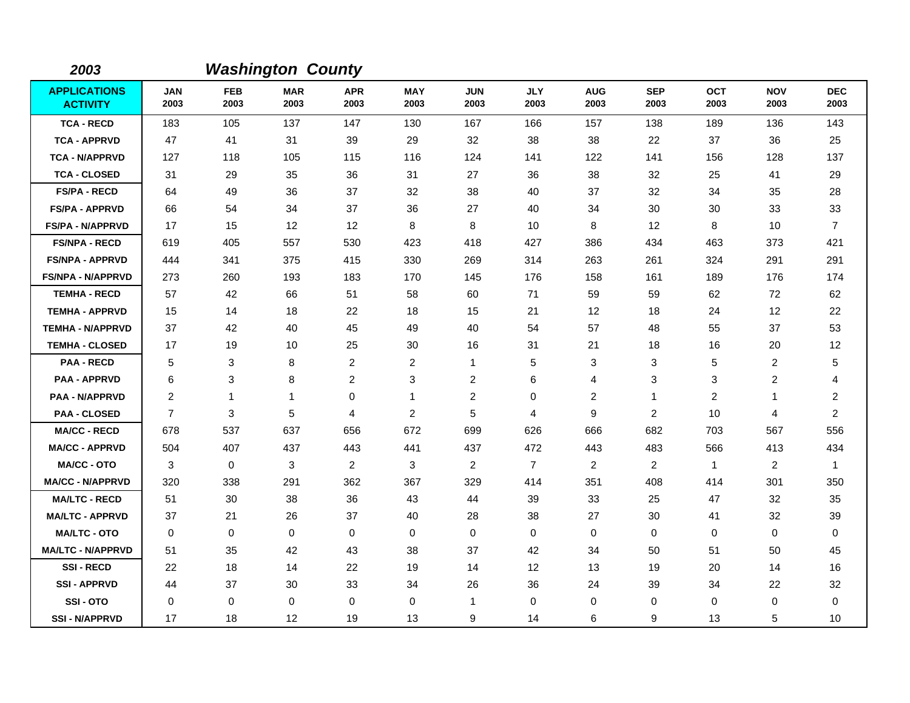## 2003 *Washington County*

| APPLICATIONS ACTIVITY | JAN 2003 | FEB 2003 | MAR 2003 | APR 2003 | MAY 2003 | JUN 2003 | JLY 2003 | AUG 2003 | SEP 2003 | OCT 2003 | NOV 2003 | DEC 2003 |
|---|---|---|---|---|---|---|---|---|---|---|---|---|
| TCA - RECD | 183 | 105 | 137 | 147 | 130 | 167 | 166 | 157 | 138 | 189 | 136 | 143 |
| TCA - APPRVD | 47 | 41 | 31 | 39 | 29 | 32 | 38 | 38 | 22 | 37 | 36 | 25 |
| TCA - N/APPRVD | 127 | 118 | 105 | 115 | 116 | 124 | 141 | 122 | 141 | 156 | 128 | 137 |
| TCA - CLOSED | 31 | 29 | 35 | 36 | 31 | 27 | 36 | 38 | 32 | 25 | 41 | 29 |
| FS/PA - RECD | 64 | 49 | 36 | 37 | 32 | 38 | 40 | 37 | 32 | 34 | 35 | 28 |
| FS/PA - APPRVD | 66 | 54 | 34 | 37 | 36 | 27 | 40 | 34 | 30 | 30 | 33 | 33 |
| FS/PA - N/APPRVD | 17 | 15 | 12 | 12 | 8 | 8 | 10 | 8 | 12 | 8 | 10 | 7 |
| FS/NPA - RECD | 619 | 405 | 557 | 530 | 423 | 418 | 427 | 386 | 434 | 463 | 373 | 421 |
| FS/NPA - APPRVD | 444 | 341 | 375 | 415 | 330 | 269 | 314 | 263 | 261 | 324 | 291 | 291 |
| FS/NPA - N/APPRVD | 273 | 260 | 193 | 183 | 170 | 145 | 176 | 158 | 161 | 189 | 176 | 174 |
| TEMHA - RECD | 57 | 42 | 66 | 51 | 58 | 60 | 71 | 59 | 59 | 62 | 72 | 62 |
| TEMHA - APPRVD | 15 | 14 | 18 | 22 | 18 | 15 | 21 | 12 | 18 | 24 | 12 | 22 |
| TEMHA - N/APPRVD | 37 | 42 | 40 | 45 | 49 | 40 | 54 | 57 | 48 | 55 | 37 | 53 |
| TEMHA - CLOSED | 17 | 19 | 10 | 25 | 30 | 16 | 31 | 21 | 18 | 16 | 20 | 12 |
| PAA - RECD | 5 | 3 | 8 | 2 | 2 | 1 | 5 | 3 | 3 | 5 | 2 | 5 |
| PAA - APPRVD | 6 | 3 | 8 | 2 | 3 | 2 | 6 | 4 | 3 | 3 | 2 | 4 |
| PAA - N/APPRVD | 2 | 1 | 1 | 0 | 1 | 2 | 0 | 2 | 1 | 2 | 1 | 2 |
| PAA - CLOSED | 7 | 3 | 5 | 4 | 2 | 5 | 4 | 9 | 2 | 10 | 4 | 2 |
| MA/CC - RECD | 678 | 537 | 637 | 656 | 672 | 699 | 626 | 666 | 682 | 703 | 567 | 556 |
| MA/CC - APPRVD | 504 | 407 | 437 | 443 | 441 | 437 | 472 | 443 | 483 | 566 | 413 | 434 |
| MA/CC - OTO | 3 | 0 | 3 | 2 | 3 | 2 | 7 | 2 | 2 | 1 | 2 | 1 |
| MA/CC - N/APPRVD | 320 | 338 | 291 | 362 | 367 | 329 | 414 | 351 | 408 | 414 | 301 | 350 |
| MA/LTC - RECD | 51 | 30 | 38 | 36 | 43 | 44 | 39 | 33 | 25 | 47 | 32 | 35 |
| MA/LTC - APPRVD | 37 | 21 | 26 | 37 | 40 | 28 | 38 | 27 | 30 | 41 | 32 | 39 |
| MA/LTC - OTO | 0 | 0 | 0 | 0 | 0 | 0 | 0 | 0 | 0 | 0 | 0 | 0 |
| MA/LTC - N/APPRVD | 51 | 35 | 42 | 43 | 38 | 37 | 42 | 34 | 50 | 51 | 50 | 45 |
| SSI - RECD | 22 | 18 | 14 | 22 | 19 | 14 | 12 | 13 | 19 | 20 | 14 | 16 |
| SSI - APPRVD | 44 | 37 | 30 | 33 | 34 | 26 | 36 | 24 | 39 | 34 | 22 | 32 |
| SSI - OTO | 0 | 0 | 0 | 0 | 0 | 1 | 0 | 0 | 0 | 0 | 0 | 0 |
| SSI - N/APPRVD | 17 | 18 | 12 | 19 | 13 | 9 | 14 | 6 | 9 | 13 | 5 | 10 |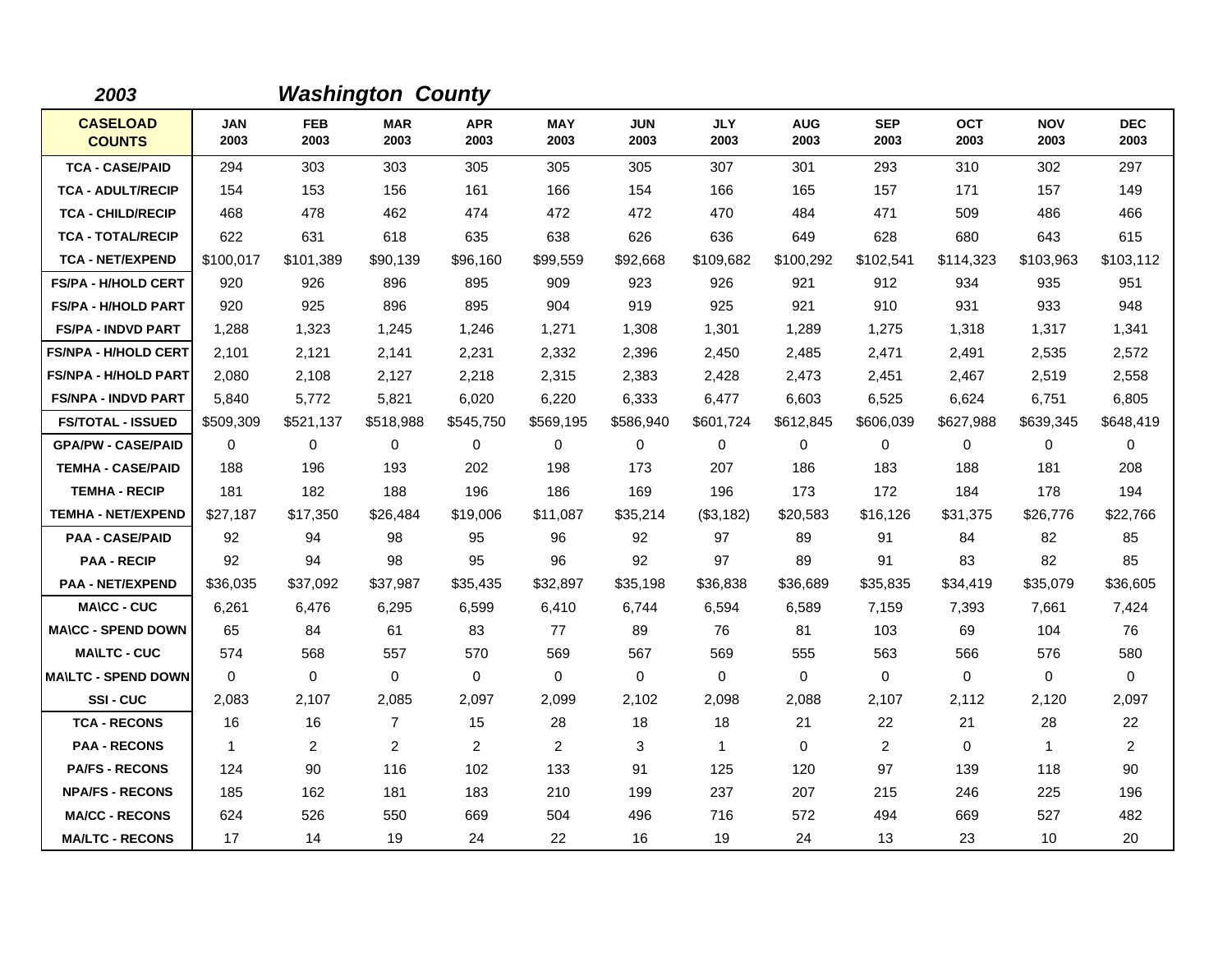## 2003 *Washington County*

| CASELOAD COUNTS | JAN 2003 | FEB 2003 | MAR 2003 | APR 2003 | MAY 2003 | JUN 2003 | JLY 2003 | AUG 2003 | SEP 2003 | OCT 2003 | NOV 2003 | DEC 2003 |
|---|---|---|---|---|---|---|---|---|---|---|---|---|
| TCA - CASE/PAID | 294 | 303 | 303 | 305 | 305 | 305 | 307 | 301 | 293 | 310 | 302 | 297 |
| TCA - ADULT/RECIP | 154 | 153 | 156 | 161 | 166 | 154 | 166 | 165 | 157 | 171 | 157 | 149 |
| TCA - CHILD/RECIP | 468 | 478 | 462 | 474 | 472 | 472 | 470 | 484 | 471 | 509 | 486 | 466 |
| TCA - TOTAL/RECIP | 622 | 631 | 618 | 635 | 638 | 626 | 636 | 649 | 628 | 680 | 643 | 615 |
| TCA - NET/EXPEND | $100,017 | $101,389 | $90,139 | $96,160 | $99,559 | $92,668 | $109,682 | $100,292 | $102,541 | $114,323 | $103,963 | $103,112 |
| FS/PA - H/HOLD CERT | 920 | 926 | 896 | 895 | 909 | 923 | 926 | 921 | 912 | 934 | 935 | 951 |
| FS/PA - H/HOLD PART | 920 | 925 | 896 | 895 | 904 | 919 | 925 | 921 | 910 | 931 | 933 | 948 |
| FS/PA - INDVD PART | 1,288 | 1,323 | 1,245 | 1,246 | 1,271 | 1,308 | 1,301 | 1,289 | 1,275 | 1,318 | 1,317 | 1,341 |
| FS/NPA - H/HOLD CERT | 2,101 | 2,121 | 2,141 | 2,231 | 2,332 | 2,396 | 2,450 | 2,485 | 2,471 | 2,491 | 2,535 | 2,572 |
| FS/NPA - H/HOLD PART | 2,080 | 2,108 | 2,127 | 2,218 | 2,315 | 2,383 | 2,428 | 2,473 | 2,451 | 2,467 | 2,519 | 2,558 |
| FS/NPA - INDVD PART | 5,840 | 5,772 | 5,821 | 6,020 | 6,220 | 6,333 | 6,477 | 6,603 | 6,525 | 6,624 | 6,751 | 6,805 |
| FS/TOTAL - ISSUED | $509,309 | $521,137 | $518,988 | $545,750 | $569,195 | $586,940 | $601,724 | $612,845 | $606,039 | $627,988 | $639,345 | $648,419 |
| GPA/PW - CASE/PAID | 0 | 0 | 0 | 0 | 0 | 0 | 0 | 0 | 0 | 0 | 0 | 0 |
| TEMHA - CASE/PAID | 188 | 196 | 193 | 202 | 198 | 173 | 207 | 186 | 183 | 188 | 181 | 208 |
| TEMHA - RECIP | 181 | 182 | 188 | 196 | 186 | 169 | 196 | 173 | 172 | 184 | 178 | 194 |
| TEMHA - NET/EXPEND | $27,187 | $17,350 | $26,484 | $19,006 | $11,087 | $35,214 | ($3,182) | $20,583 | $16,126 | $31,375 | $26,776 | $22,766 |
| PAA - CASE/PAID | 92 | 94 | 98 | 95 | 96 | 92 | 97 | 89 | 91 | 84 | 82 | 85 |
| PAA - RECIP | 92 | 94 | 98 | 95 | 96 | 92 | 97 | 89 | 91 | 83 | 82 | 85 |
| PAA - NET/EXPEND | $36,035 | $37,092 | $37,987 | $35,435 | $32,897 | $35,198 | $36,838 | $36,689 | $35,835 | $34,419 | $35,079 | $36,605 |
| MA\CC - CUC | 6,261 | 6,476 | 6,295 | 6,599 | 6,410 | 6,744 | 6,594 | 6,589 | 7,159 | 7,393 | 7,661 | 7,424 |
| MA\CC - SPEND DOWN | 65 | 84 | 61 | 83 | 77 | 89 | 76 | 81 | 103 | 69 | 104 | 76 |
| MA\LTC - CUC | 574 | 568 | 557 | 570 | 569 | 567 | 569 | 555 | 563 | 566 | 576 | 580 |
| MA\LTC - SPEND DOWN | 0 | 0 | 0 | 0 | 0 | 0 | 0 | 0 | 0 | 0 | 0 | 0 |
| SSI - CUC | 2,083 | 2,107 | 2,085 | 2,097 | 2,099 | 2,102 | 2,098 | 2,088 | 2,107 | 2,112 | 2,120 | 2,097 |
| TCA - RECONS | 16 | 16 | 7 | 15 | 28 | 18 | 18 | 21 | 22 | 21 | 28 | 22 |
| PAA - RECONS | 1 | 2 | 2 | 2 | 2 | 3 | 1 | 0 | 2 | 0 | 1 | 2 |
| PA/FS - RECONS | 124 | 90 | 116 | 102 | 133 | 91 | 125 | 120 | 97 | 139 | 118 | 90 |
| NPA/FS - RECONS | 185 | 162 | 181 | 183 | 210 | 199 | 237 | 207 | 215 | 246 | 225 | 196 |
| MA/CC - RECONS | 624 | 526 | 550 | 669 | 504 | 496 | 716 | 572 | 494 | 669 | 527 | 482 |
| MA/LTC - RECONS | 17 | 14 | 19 | 24 | 22 | 16 | 19 | 24 | 13 | 23 | 10 | 20 |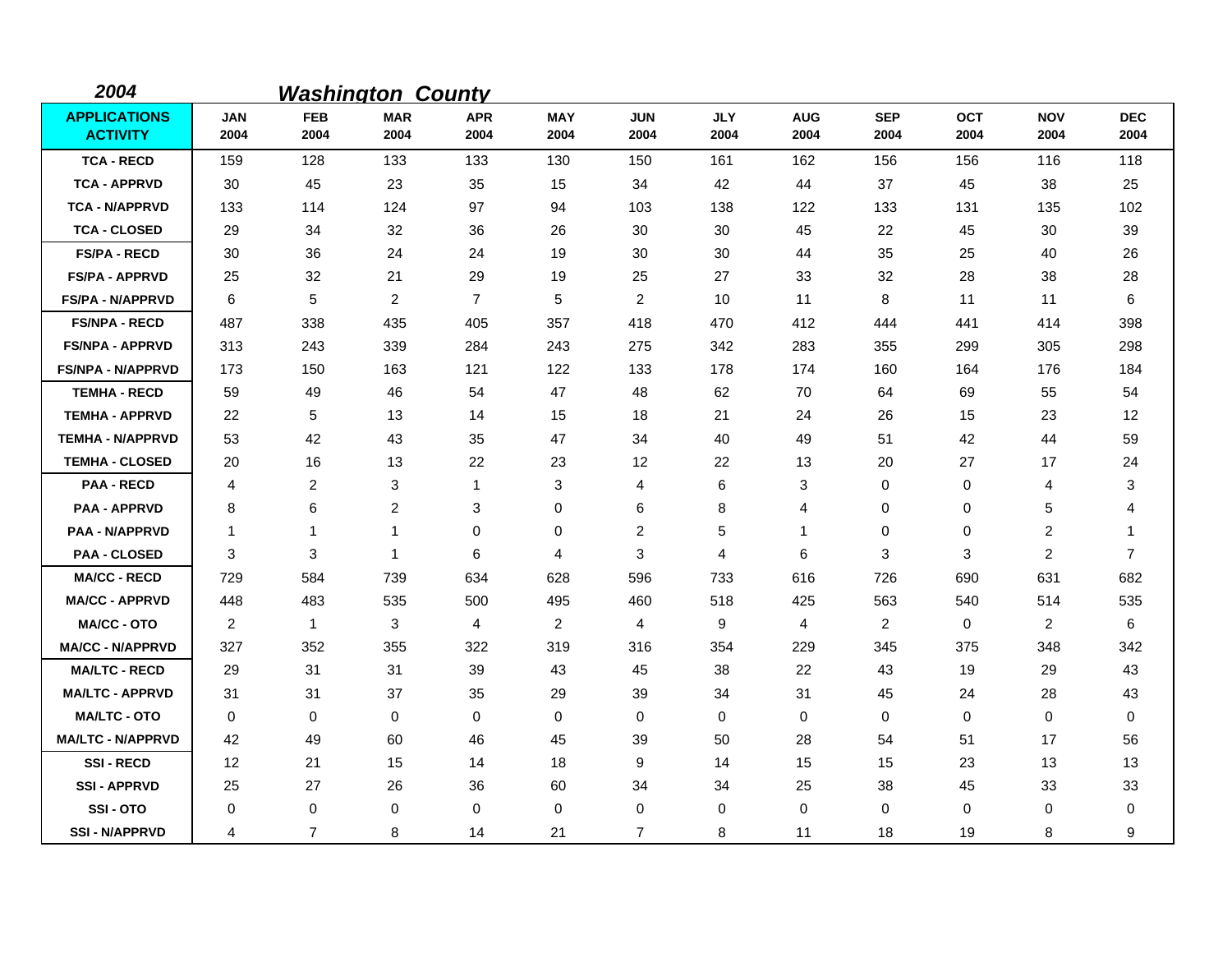*2004* ***Washington County***

| APPLICATIONS ACTIVITY | JAN 2004 | FEB 2004 | MAR 2004 | APR 2004 | MAY 2004 | JUN 2004 | JLY 2004 | AUG 2004 | SEP 2004 | OCT 2004 | NOV 2004 | DEC 2004 |
|---|---|---|---|---|---|---|---|---|---|---|---|---|
| TCA - RECD | 159 | 128 | 133 | 133 | 130 | 150 | 161 | 162 | 156 | 156 | 116 | 118 |
| TCA - APPRVD | 30 | 45 | 23 | 35 | 15 | 34 | 42 | 44 | 37 | 45 | 38 | 25 |
| TCA - N/APPRVD | 133 | 114 | 124 | 97 | 94 | 103 | 138 | 122 | 133 | 131 | 135 | 102 |
| TCA - CLOSED | 29 | 34 | 32 | 36 | 26 | 30 | 30 | 45 | 22 | 45 | 30 | 39 |
| FS/PA - RECD | 30 | 36 | 24 | 24 | 19 | 30 | 30 | 44 | 35 | 25 | 40 | 26 |
| FS/PA - APPRVD | 25 | 32 | 21 | 29 | 19 | 25 | 27 | 33 | 32 | 28 | 38 | 28 |
| FS/PA - N/APPRVD | 6 | 5 | 2 | 7 | 5 | 2 | 10 | 11 | 8 | 11 | 11 | 6 |
| FS/NPA - RECD | 487 | 338 | 435 | 405 | 357 | 418 | 470 | 412 | 444 | 441 | 414 | 398 |
| FS/NPA - APPRVD | 313 | 243 | 339 | 284 | 243 | 275 | 342 | 283 | 355 | 299 | 305 | 298 |
| FS/NPA - N/APPRVD | 173 | 150 | 163 | 121 | 122 | 133 | 178 | 174 | 160 | 164 | 176 | 184 |
| TEMHA - RECD | 59 | 49 | 46 | 54 | 47 | 48 | 62 | 70 | 64 | 69 | 55 | 54 |
| TEMHA - APPRVD | 22 | 5 | 13 | 14 | 15 | 18 | 21 | 24 | 26 | 15 | 23 | 12 |
| TEMHA - N/APPRVD | 53 | 42 | 43 | 35 | 47 | 34 | 40 | 49 | 51 | 42 | 44 | 59 |
| TEMHA - CLOSED | 20 | 16 | 13 | 22 | 23 | 12 | 22 | 13 | 20 | 27 | 17 | 24 |
| PAA - RECD | 4 | 2 | 3 | 1 | 3 | 4 | 6 | 3 | 0 | 0 | 4 | 3 |
| PAA - APPRVD | 8 | 6 | 2 | 3 | 0 | 6 | 8 | 4 | 0 | 0 | 5 | 4 |
| PAA - N/APPRVD | 1 | 1 | 1 | 0 | 0 | 2 | 5 | 1 | 0 | 0 | 2 | 1 |
| PAA - CLOSED | 3 | 3 | 1 | 6 | 4 | 3 | 4 | 6 | 3 | 3 | 2 | 7 |
| MA/CC - RECD | 729 | 584 | 739 | 634 | 628 | 596 | 733 | 616 | 726 | 690 | 631 | 682 |
| MA/CC - APPRVD | 448 | 483 | 535 | 500 | 495 | 460 | 518 | 425 | 563 | 540 | 514 | 535 |
| MA/CC - OTO | 2 | 1 | 3 | 4 | 2 | 4 | 9 | 4 | 2 | 0 | 2 | 6 |
| MA/CC - N/APPRVD | 327 | 352 | 355 | 322 | 319 | 316 | 354 | 229 | 345 | 375 | 348 | 342 |
| MA/LTC - RECD | 29 | 31 | 31 | 39 | 43 | 45 | 38 | 22 | 43 | 19 | 29 | 43 |
| MA/LTC - APPRVD | 31 | 31 | 37 | 35 | 29 | 39 | 34 | 31 | 45 | 24 | 28 | 43 |
| MA/LTC - OTO | 0 | 0 | 0 | 0 | 0 | 0 | 0 | 0 | 0 | 0 | 0 | 0 |
| MA/LTC - N/APPRVD | 42 | 49 | 60 | 46 | 45 | 39 | 50 | 28 | 54 | 51 | 17 | 56 |
| SSI - RECD | 12 | 21 | 15 | 14 | 18 | 9 | 14 | 15 | 15 | 23 | 13 | 13 |
| SSI - APPRVD | 25 | 27 | 26 | 36 | 60 | 34 | 34 | 25 | 38 | 45 | 33 | 33 |
| SSI - OTO | 0 | 0 | 0 | 0 | 0 | 0 | 0 | 0 | 0 | 0 | 0 | 0 |
| SSI - N/APPRVD | 4 | 7 | 8 | 14 | 21 | 7 | 8 | 11 | 18 | 19 | 8 | 9 |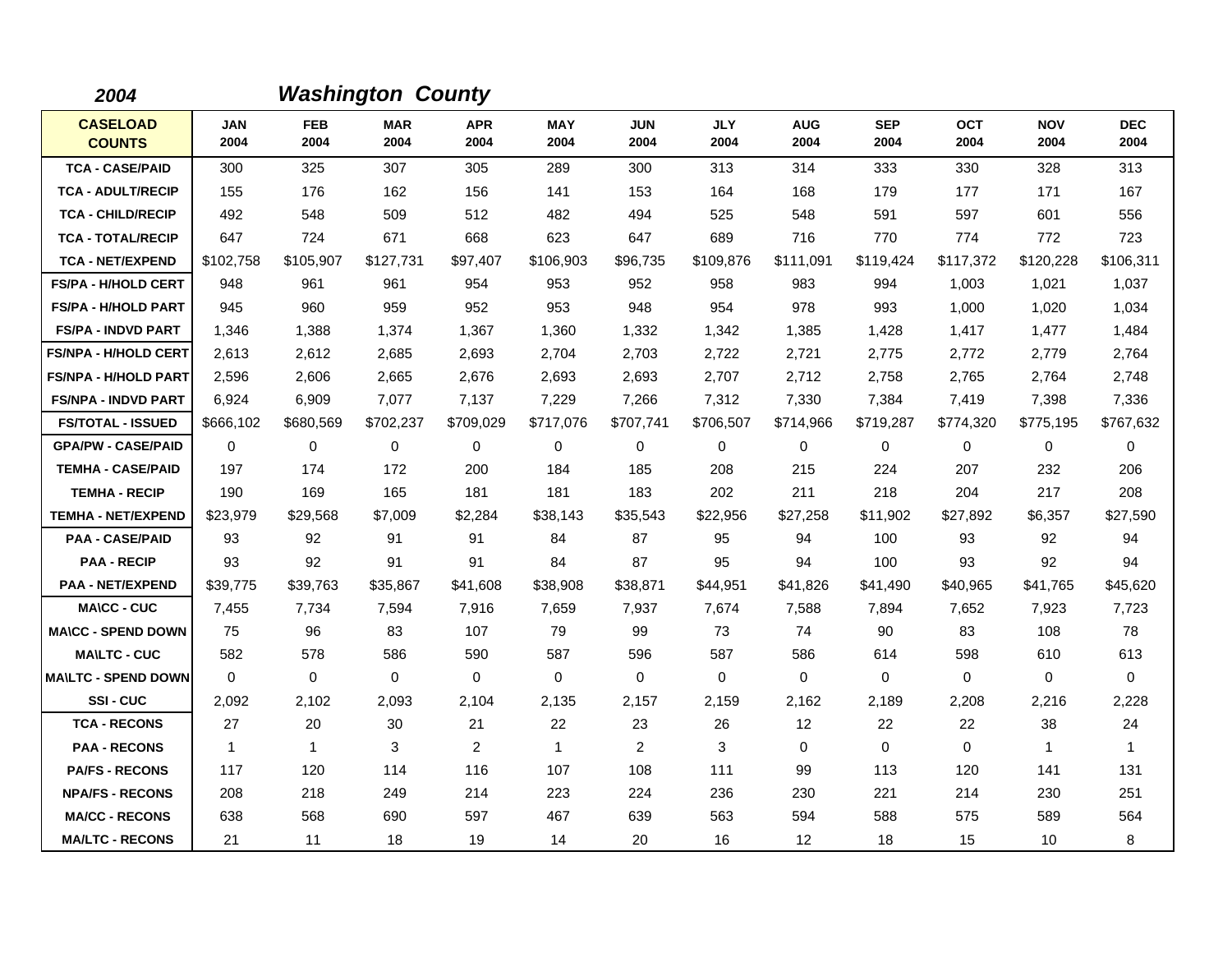**2004** ***Washington County***

| CASELOAD COUNTS | JAN 2004 | FEB 2004 | MAR 2004 | APR 2004 | MAY 2004 | JUN 2004 | JLY 2004 | AUG 2004 | SEP 2004 | OCT 2004 | NOV 2004 | DEC 2004 |
|---|---|---|---|---|---|---|---|---|---|---|---|---|
| TCA - CASE/PAID | 300 | 325 | 307 | 305 | 289 | 300 | 313 | 314 | 333 | 330 | 328 | 313 |
| TCA - ADULT/RECIP | 155 | 176 | 162 | 156 | 141 | 153 | 164 | 168 | 179 | 177 | 171 | 167 |
| TCA - CHILD/RECIP | 492 | 548 | 509 | 512 | 482 | 494 | 525 | 548 | 591 | 597 | 601 | 556 |
| TCA - TOTAL/RECIP | 647 | 724 | 671 | 668 | 623 | 647 | 689 | 716 | 770 | 774 | 772 | 723 |
| TCA - NET/EXPEND | $102,758 | $105,907 | $127,731 | $97,407 | $106,903 | $96,735 | $109,876 | $111,091 | $119,424 | $117,372 | $120,228 | $106,311 |
| FS/PA - H/HOLD CERT | 948 | 961 | 961 | 954 | 953 | 952 | 958 | 983 | 994 | 1,003 | 1,021 | 1,037 |
| FS/PA - H/HOLD PART | 945 | 960 | 959 | 952 | 953 | 948 | 954 | 978 | 993 | 1,000 | 1,020 | 1,034 |
| FS/PA - INDVD PART | 1,346 | 1,388 | 1,374 | 1,367 | 1,360 | 1,332 | 1,342 | 1,385 | 1,428 | 1,417 | 1,477 | 1,484 |
| FS/NPA - H/HOLD CERT | 2,613 | 2,612 | 2,685 | 2,693 | 2,704 | 2,703 | 2,722 | 2,721 | 2,775 | 2,772 | 2,779 | 2,764 |
| FS/NPA - H/HOLD PART | 2,596 | 2,606 | 2,665 | 2,676 | 2,693 | 2,693 | 2,707 | 2,712 | 2,758 | 2,765 | 2,764 | 2,748 |
| FS/NPA - INDVD PART | 6,924 | 6,909 | 7,077 | 7,137 | 7,229 | 7,266 | 7,312 | 7,330 | 7,384 | 7,419 | 7,398 | 7,336 |
| FS/TOTAL - ISSUED | $666,102 | $680,569 | $702,237 | $709,029 | $717,076 | $707,741 | $706,507 | $714,966 | $719,287 | $774,320 | $775,195 | $767,632 |
| GPA/PW - CASE/PAID | 0 | 0 | 0 | 0 | 0 | 0 | 0 | 0 | 0 | 0 | 0 | 0 |
| TEMHA - CASE/PAID | 197 | 174 | 172 | 200 | 184 | 185 | 208 | 215 | 224 | 207 | 232 | 206 |
| TEMHA - RECIP | 190 | 169 | 165 | 181 | 181 | 183 | 202 | 211 | 218 | 204 | 217 | 208 |
| TEMHA - NET/EXPEND | $23,979 | $29,568 | $7,009 | $2,284 | $38,143 | $35,543 | $22,956 | $27,258 | $11,902 | $27,892 | $6,357 | $27,590 |
| PAA - CASE/PAID | 93 | 92 | 91 | 91 | 84 | 87 | 95 | 94 | 100 | 93 | 92 | 94 |
| PAA - RECIP | 93 | 92 | 91 | 91 | 84 | 87 | 95 | 94 | 100 | 93 | 92 | 94 |
| PAA - NET/EXPEND | $39,775 | $39,763 | $35,867 | $41,608 | $38,908 | $38,871 | $44,951 | $41,826 | $41,490 | $40,965 | $41,765 | $45,620 |
| MA\CC - CUC | 7,455 | 7,734 | 7,594 | 7,916 | 7,659 | 7,937 | 7,674 | 7,588 | 7,894 | 7,652 | 7,923 | 7,723 |
| MA\CC - SPEND DOWN | 75 | 96 | 83 | 107 | 79 | 99 | 73 | 74 | 90 | 83 | 108 | 78 |
| MA\LTC - CUC | 582 | 578 | 586 | 590 | 587 | 596 | 587 | 586 | 614 | 598 | 610 | 613 |
| MA\LTC - SPEND DOWN | 0 | 0 | 0 | 0 | 0 | 0 | 0 | 0 | 0 | 0 | 0 | 0 |
| SSI - CUC | 2,092 | 2,102 | 2,093 | 2,104 | 2,135 | 2,157 | 2,159 | 2,162 | 2,189 | 2,208 | 2,216 | 2,228 |
| TCA - RECONS | 27 | 20 | 30 | 21 | 22 | 23 | 26 | 12 | 22 | 22 | 38 | 24 |
| PAA - RECONS | 1 | 1 | 3 | 2 | 1 | 2 | 3 | 0 | 0 | 0 | 1 | 1 |
| PA/FS - RECONS | 117 | 120 | 114 | 116 | 107 | 108 | 111 | 99 | 113 | 120 | 141 | 131 |
| NPA/FS - RECONS | 208 | 218 | 249 | 214 | 223 | 224 | 236 | 230 | 221 | 214 | 230 | 251 |
| MA/CC - RECONS | 638 | 568 | 690 | 597 | 467 | 639 | 563 | 594 | 588 | 575 | 589 | 564 |
| MA/LTC - RECONS | 21 | 11 | 18 | 19 | 14 | 20 | 16 | 12 | 18 | 15 | 10 | 8 |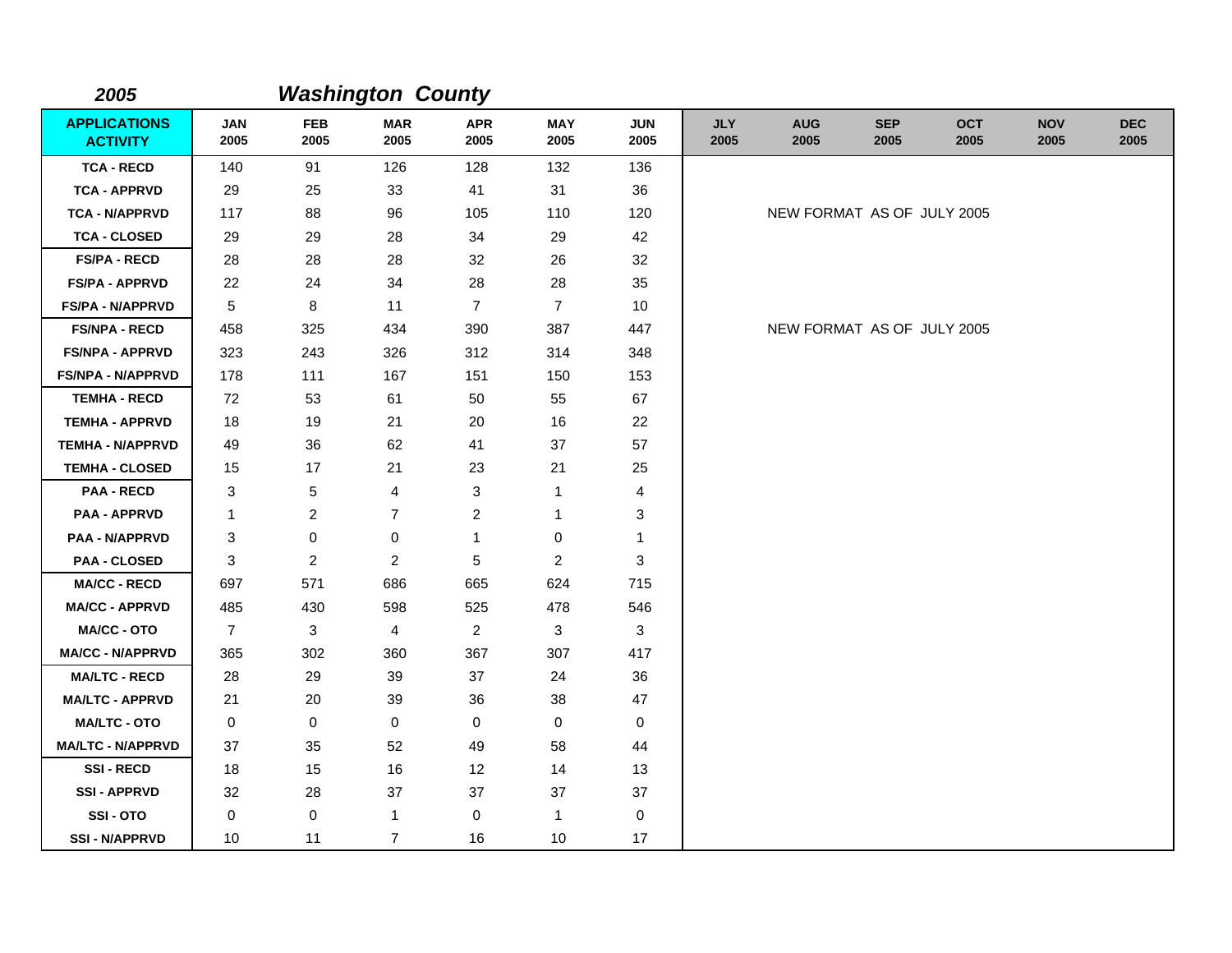## 2005 *Washington County*

| APPLICATIONS ACTIVITY | JAN 2005 | FEB 2005 | MAR 2005 | APR 2005 | MAY 2005 | JUN 2005 | JLY 2005 | AUG 2005 | SEP 2005 | OCT 2005 | NOV 2005 | DEC 2005 |
|---|---|---|---|---|---|---|---|---|---|---|---|---|
| TCA - RECD | 140 | 91 | 126 | 128 | 132 | 136 | | | | | | |
| TCA - APPRVD | 29 | 25 | 33 | 41 | 31 | 36 | | | | | | |
| TCA - N/APPRVD | 117 | 88 | 96 | 105 | 110 | 120 | | NEW FORMAT AS OF JULY 2005 | | | | |
| TCA - CLOSED | 29 | 29 | 28 | 34 | 29 | 42 | | | | | | |
| FS/PA - RECD | 28 | 28 | 28 | 32 | 26 | 32 | | | | | | |
| FS/PA - APPRVD | 22 | 24 | 34 | 28 | 28 | 35 | | | | | | |
| FS/PA - N/APPRVD | 5 | 8 | 11 | 7 | 7 | 10 | | | | | | |
| FS/NPA - RECD | 458 | 325 | 434 | 390 | 387 | 447 | | NEW FORMAT AS OF JULY 2005 | | | | |
| FS/NPA - APPRVD | 323 | 243 | 326 | 312 | 314 | 348 | | | | | | |
| FS/NPA - N/APPRVD | 178 | 111 | 167 | 151 | 150 | 153 | | | | | | |
| TEMHA - RECD | 72 | 53 | 61 | 50 | 55 | 67 | | | | | | |
| TEMHA - APPRVD | 18 | 19 | 21 | 20 | 16 | 22 | | | | | | |
| TEMHA - N/APPRVD | 49 | 36 | 62 | 41 | 37 | 57 | | | | | | |
| TEMHA - CLOSED | 15 | 17 | 21 | 23 | 21 | 25 | | | | | | |
| PAA - RECD | 3 | 5 | 4 | 3 | 1 | 4 | | | | | | |
| PAA - APPRVD | 1 | 2 | 7 | 2 | 1 | 3 | | | | | | |
| PAA - N/APPRVD | 3 | 0 | 0 | 1 | 0 | 1 | | | | | | |
| PAA - CLOSED | 3 | 2 | 2 | 5 | 2 | 3 | | | | | | |
| MA/CC - RECD | 697 | 571 | 686 | 665 | 624 | 715 | | | | | | |
| MA/CC - APPRVD | 485 | 430 | 598 | 525 | 478 | 546 | | | | | | |
| MA/CC - OTO | 7 | 3 | 4 | 2 | 3 | 3 | | | | | | |
| MA/CC - N/APPRVD | 365 | 302 | 360 | 367 | 307 | 417 | | | | | | |
| MA/LTC - RECD | 28 | 29 | 39 | 37 | 24 | 36 | | | | | | |
| MA/LTC - APPRVD | 21 | 20 | 39 | 36 | 38 | 47 | | | | | | |
| MA/LTC - OTO | 0 | 0 | 0 | 0 | 0 | 0 | | | | | | |
| MA/LTC - N/APPRVD | 37 | 35 | 52 | 49 | 58 | 44 | | | | | | |
| SSI - RECD | 18 | 15 | 16 | 12 | 14 | 13 | | | | | | |
| SSI - APPRVD | 32 | 28 | 37 | 37 | 37 | 37 | | | | | | |
| SSI - OTO | 0 | 0 | 1 | 0 | 1 | 0 | | | | | | |
| SSI - N/APPRVD | 10 | 11 | 7 | 16 | 10 | 17 | | | | | | |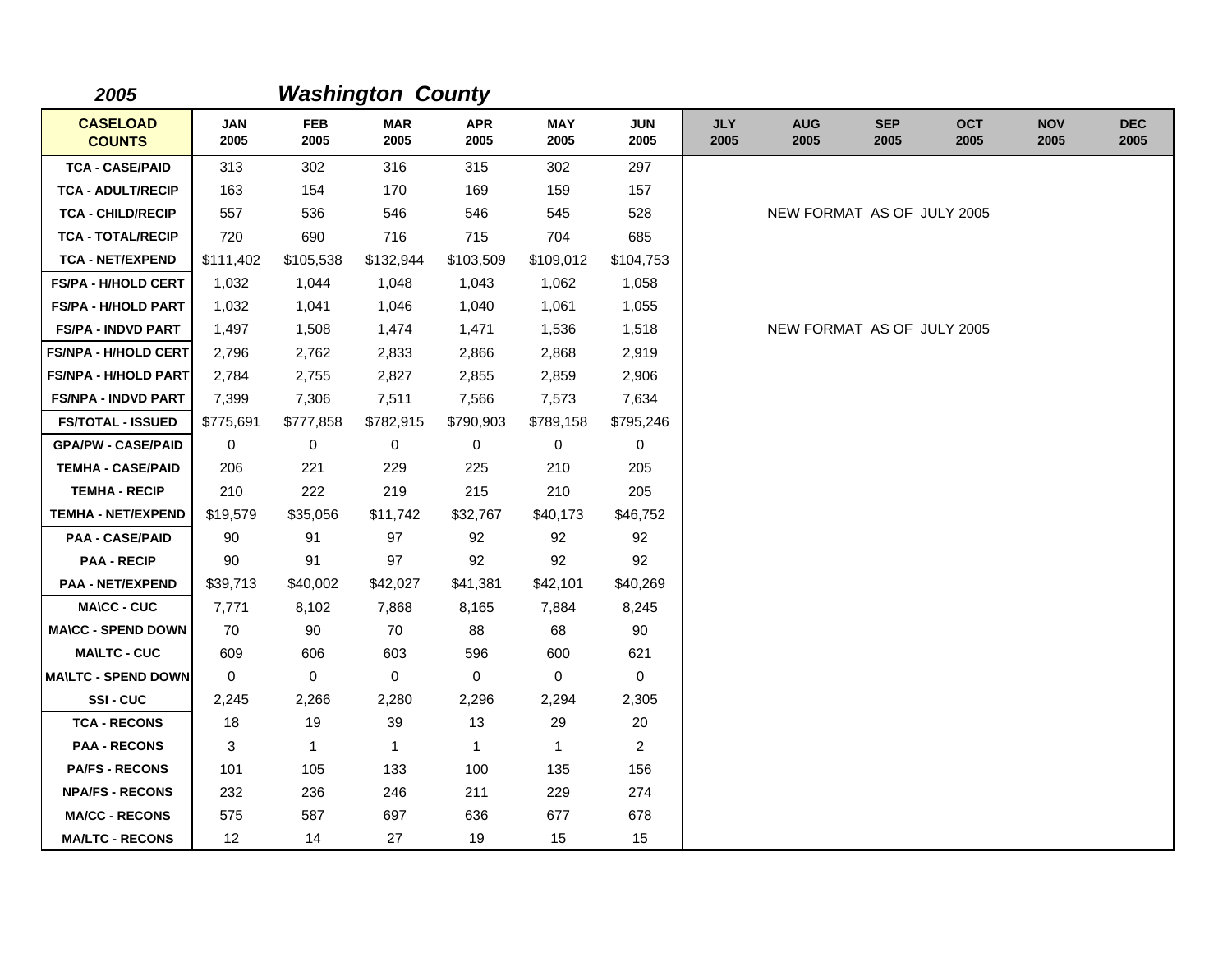**2005** **Washington County**

| CASELOAD COUNTS | JAN 2005 | FEB 2005 | MAR 2005 | APR 2005 | MAY 2005 | JUN 2005 | JLY 2005 | AUG 2005 | SEP 2005 | OCT 2005 | NOV 2005 | DEC 2005 |
|---|---|---|---|---|---|---|---|---|---|---|---|---|
| TCA - CASE/PAID | 313 | 302 | 316 | 315 | 302 | 297 | | | | | | |
| TCA - ADULT/RECIP | 163 | 154 | 170 | 169 | 159 | 157 | | | | | | |
| TCA - CHILD/RECIP | 557 | 536 | 546 | 546 | 545 | 528 | | NEW FORMAT AS OF JULY 2005 | | | | |
| TCA - TOTAL/RECIP | 720 | 690 | 716 | 715 | 704 | 685 | | | | | | |
| TCA - NET/EXPEND | $111,402 | $105,538 | $132,944 | $103,509 | $109,012 | $104,753 | | | | | | |
| FS/PA - H/HOLD CERT | 1,032 | 1,044 | 1,048 | 1,043 | 1,062 | 1,058 | | | | | | |
| FS/PA - H/HOLD PART | 1,032 | 1,041 | 1,046 | 1,040 | 1,061 | 1,055 | | | | | | |
| FS/PA - INDVD PART | 1,497 | 1,508 | 1,474 | 1,471 | 1,536 | 1,518 | | NEW FORMAT AS OF JULY 2005 | | | | |
| FS/NPA - H/HOLD CERT | 2,796 | 2,762 | 2,833 | 2,866 | 2,868 | 2,919 | | | | | | |
| FS/NPA - H/HOLD PART | 2,784 | 2,755 | 2,827 | 2,855 | 2,859 | 2,906 | | | | | | |
| FS/NPA - INDVD PART | 7,399 | 7,306 | 7,511 | 7,566 | 7,573 | 7,634 | | | | | | |
| FS/TOTAL - ISSUED | $775,691 | $777,858 | $782,915 | $790,903 | $789,158 | $795,246 | | | | | | |
| GPA/PW - CASE/PAID | 0 | 0 | 0 | 0 | 0 | 0 | | | | | | |
| TEMHA - CASE/PAID | 206 | 221 | 229 | 225 | 210 | 205 | | | | | | |
| TEMHA - RECIP | 210 | 222 | 219 | 215 | 210 | 205 | | | | | | |
| TEMHA - NET/EXPEND | $19,579 | $35,056 | $11,742 | $32,767 | $40,173 | $46,752 | | | | | | |
| PAA - CASE/PAID | 90 | 91 | 97 | 92 | 92 | 92 | | | | | | |
| PAA - RECIP | 90 | 91 | 97 | 92 | 92 | 92 | | | | | | |
| PAA - NET/EXPEND | $39,713 | $40,002 | $42,027 | $41,381 | $42,101 | $40,269 | | | | | | |
| MA\CC - CUC | 7,771 | 8,102 | 7,868 | 8,165 | 7,884 | 8,245 | | | | | | |
| MA\CC - SPEND DOWN | 70 | 90 | 70 | 88 | 68 | 90 | | | | | | |
| MA\LTC - CUC | 609 | 606 | 603 | 596 | 600 | 621 | | | | | | |
| MA\LTC - SPEND DOWN | 0 | 0 | 0 | 0 | 0 | 0 | | | | | | |
| SSI - CUC | 2,245 | 2,266 | 2,280 | 2,296 | 2,294 | 2,305 | | | | | | |
| TCA - RECONS | 18 | 19 | 39 | 13 | 29 | 20 | | | | | | |
| PAA - RECONS | 3 | 1 | 1 | 1 | 1 | 2 | | | | | | |
| PA/FS - RECONS | 101 | 105 | 133 | 100 | 135 | 156 | | | | | | |
| NPA/FS - RECONS | 232 | 236 | 246 | 211 | 229 | 274 | | | | | | |
| MA/CC - RECONS | 575 | 587 | 697 | 636 | 677 | 678 | | | | | | |
| MA/LTC - RECONS | 12 | 14 | 27 | 19 | 15 | 15 | | | | | | |